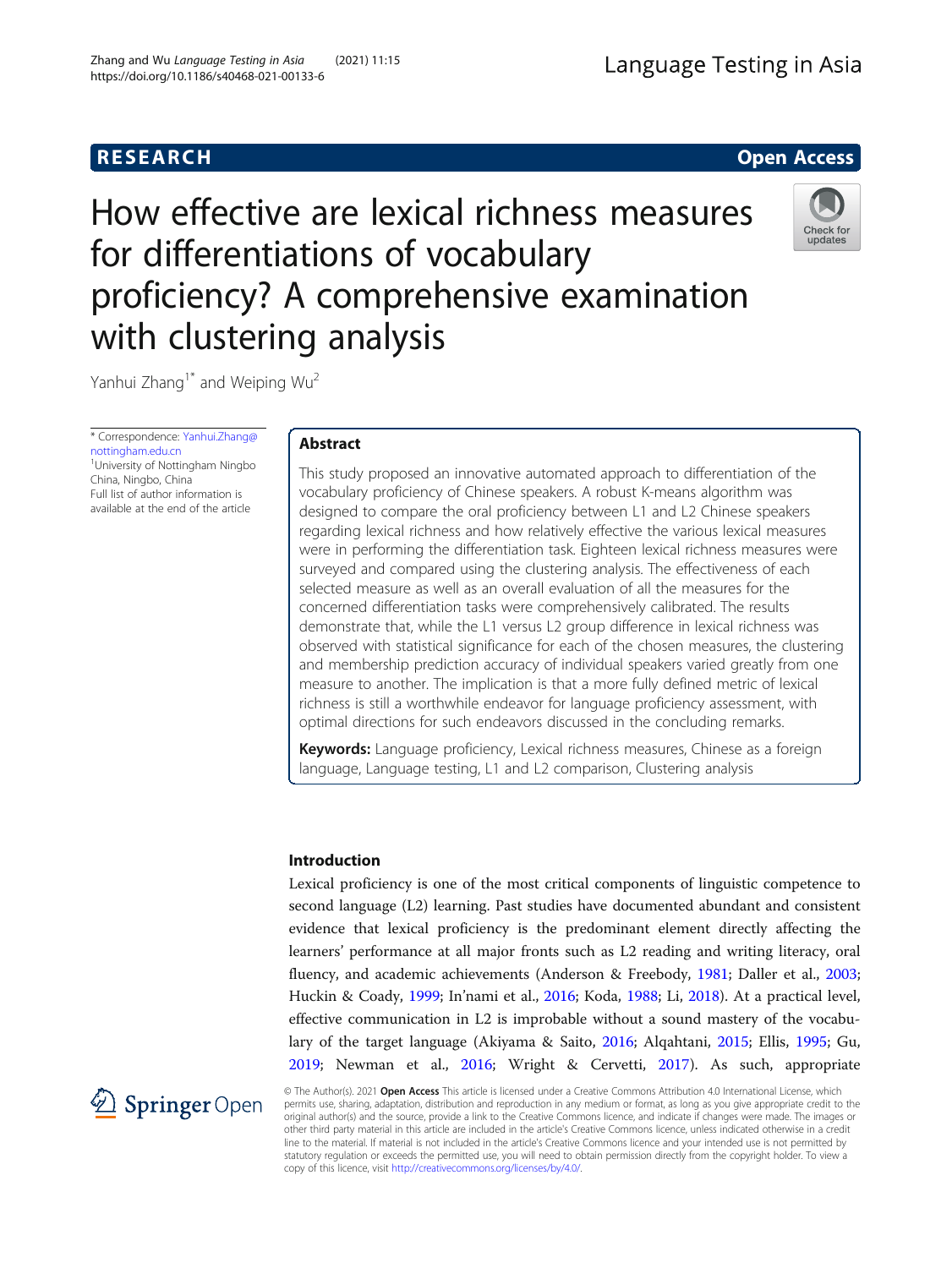RESEARCH

Open Access

# How effective are lexical richness measures for differentiations of vocabulary proficiency? A comprehensive examination with clustering analysis

Yanhui Zhang[1*] and Weiping Wu[2]

\* Correspondence: Yanhui.Zhang@nottingham.edu.cn
[1]University of Nottingham Ningbo China, Ningbo, China
Full list of author information is available at the end of the article

## Abstract

This study proposed an innovative automated approach to differentiation of the vocabulary proficiency of Chinese speakers. A robust K-means algorithm was designed to compare the oral proficiency between L1 and L2 Chinese speakers regarding lexical richness and how relatively effective the various lexical measures were in performing the differentiation task. Eighteen lexical richness measures were surveyed and compared using the clustering analysis. The effectiveness of each selected measure as well as an overall evaluation of all the measures for the concerned differentiation tasks were comprehensively calibrated. The results demonstrate that, while the L1 versus L2 group difference in lexical richness was observed with statistical significance for each of the chosen measures, the clustering and membership prediction accuracy of individual speakers varied greatly from one measure to another. The implication is that a more fully defined metric of lexical richness is still a worthwhile endeavor for language proficiency assessment, with optimal directions for such endeavors discussed in the concluding remarks.

**Keywords:** Language proficiency, Lexical richness measures, Chinese as a foreign language, Language testing, L1 and L2 comparison, Clustering analysis

## Introduction

Lexical proficiency is one of the most critical components of linguistic competence to second language (L2) learning. Past studies have documented abundant and consistent evidence that lexical proficiency is the predominant element directly affecting the learners' performance at all major fronts such as L2 reading and writing literacy, oral fluency, and academic achievements (Anderson & Freebody, 1981; Daller et al., 2003; Huckin & Coady, 1999; In'nami et al., 2016; Koda, 1988; Li, 2018). At a practical level, effective communication in L2 is improbable without a sound mastery of the vocabulary of the target language (Akiyama & Saito, 2016; Alqahtani, 2015; Ellis, 1995; Gu, 2019; Newman et al., 2016; Wright & Cervetti, 2017). As such, appropriate

© The Author(s). 2021 **Open Access** This article is licensed under a Creative Commons Attribution 4.0 International License, which permits use, sharing, adaptation, distribution and reproduction in any medium or format, as long as you give appropriate credit to the original author(s) and the source, provide a link to the Creative Commons licence, and indicate if changes were made. The images or other third party material in this article are included in the article's Creative Commons licence, unless indicated otherwise in a credit line to the material. If material is not included in the article's Creative Commons licence and your intended use is not permitted by statutory regulation or exceeds the permitted use, you will need to obtain permission directly from the copyright holder. To view a copy of this licence, visit http://creativecommons.org/licenses/by/4.0/.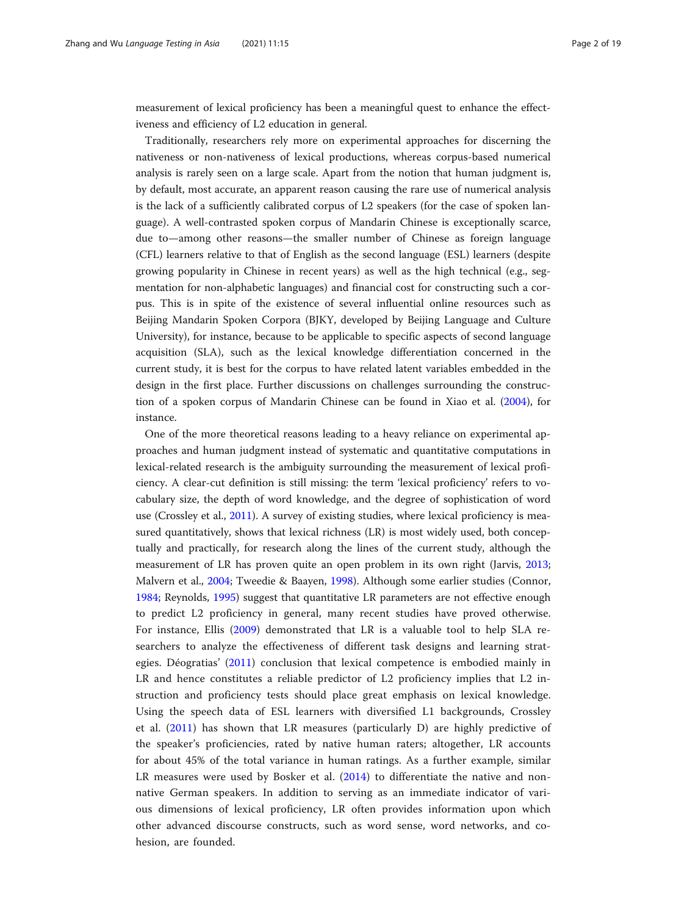measurement of lexical proficiency has been a meaningful quest to enhance the effectiveness and efficiency of L2 education in general.

Traditionally, researchers rely more on experimental approaches for discerning the nativeness or non-nativeness of lexical productions, whereas corpus-based numerical analysis is rarely seen on a large scale. Apart from the notion that human judgment is, by default, most accurate, an apparent reason causing the rare use of numerical analysis is the lack of a sufficiently calibrated corpus of L2 speakers (for the case of spoken language). A well-contrasted spoken corpus of Mandarin Chinese is exceptionally scarce, due to—among other reasons—the smaller number of Chinese as foreign language (CFL) learners relative to that of English as the second language (ESL) learners (despite growing popularity in Chinese in recent years) as well as the high technical (e.g., segmentation for non-alphabetic languages) and financial cost for constructing such a corpus. This is in spite of the existence of several influential online resources such as Beijing Mandarin Spoken Corpora (BJKY, developed by Beijing Language and Culture University), for instance, because to be applicable to specific aspects of second language acquisition (SLA), such as the lexical knowledge differentiation concerned in the current study, it is best for the corpus to have related latent variables embedded in the design in the first place. Further discussions on challenges surrounding the construction of a spoken corpus of Mandarin Chinese can be found in Xiao et al. (2004), for instance.

One of the more theoretical reasons leading to a heavy reliance on experimental approaches and human judgment instead of systematic and quantitative computations in lexical-related research is the ambiguity surrounding the measurement of lexical proficiency. A clear-cut definition is still missing: the term 'lexical proficiency' refers to vocabulary size, the depth of word knowledge, and the degree of sophistication of word use (Crossley et al., 2011). A survey of existing studies, where lexical proficiency is measured quantitatively, shows that lexical richness (LR) is most widely used, both conceptually and practically, for research along the lines of the current study, although the measurement of LR has proven quite an open problem in its own right (Jarvis, 2013; Malvern et al., 2004; Tweedie & Baayen, 1998). Although some earlier studies (Connor, 1984; Reynolds, 1995) suggest that quantitative LR parameters are not effective enough to predict L2 proficiency in general, many recent studies have proved otherwise. For instance, Ellis (2009) demonstrated that LR is a valuable tool to help SLA researchers to analyze the effectiveness of different task designs and learning strategies. Déogratias' (2011) conclusion that lexical competence is embodied mainly in LR and hence constitutes a reliable predictor of L2 proficiency implies that L2 instruction and proficiency tests should place great emphasis on lexical knowledge. Using the speech data of ESL learners with diversified L1 backgrounds, Crossley et al. (2011) has shown that LR measures (particularly D) are highly predictive of the speaker's proficiencies, rated by native human raters; altogether, LR accounts for about 45% of the total variance in human ratings. As a further example, similar LR measures were used by Bosker et al. (2014) to differentiate the native and non-native German speakers. In addition to serving as an immediate indicator of various dimensions of lexical proficiency, LR often provides information upon which other advanced discourse constructs, such as word sense, word networks, and cohesion, are founded.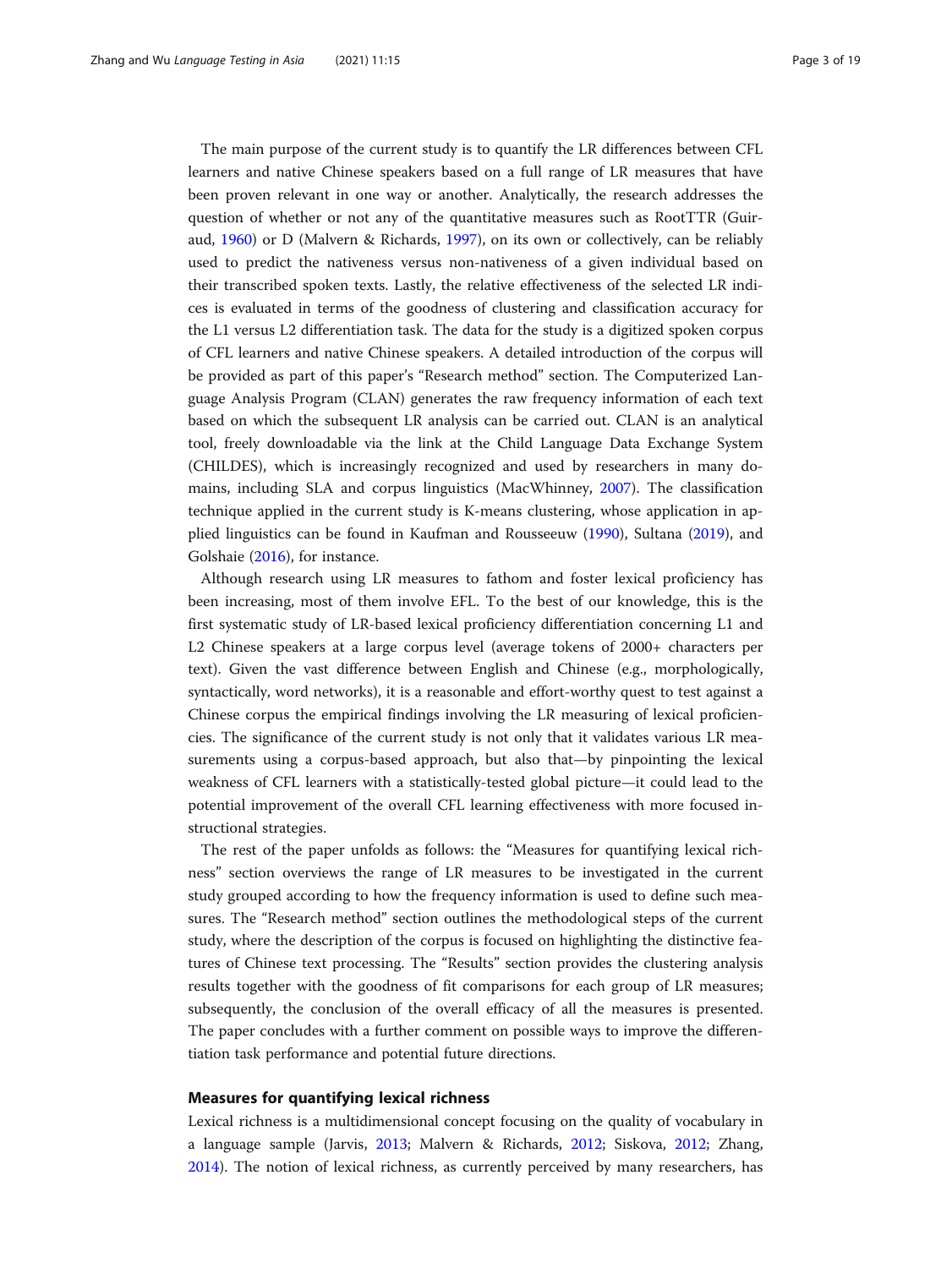The main purpose of the current study is to quantify the LR differences between CFL learners and native Chinese speakers based on a full range of LR measures that have been proven relevant in one way or another. Analytically, the research addresses the question of whether or not any of the quantitative measures such as RootTTR (Guiraud, 1960) or D (Malvern & Richards, 1997), on its own or collectively, can be reliably used to predict the nativeness versus non-nativeness of a given individual based on their transcribed spoken texts. Lastly, the relative effectiveness of the selected LR indices is evaluated in terms of the goodness of clustering and classification accuracy for the L1 versus L2 differentiation task. The data for the study is a digitized spoken corpus of CFL learners and native Chinese speakers. A detailed introduction of the corpus will be provided as part of this paper's "Research method" section. The Computerized Language Analysis Program (CLAN) generates the raw frequency information of each text based on which the subsequent LR analysis can be carried out. CLAN is an analytical tool, freely downloadable via the link at the Child Language Data Exchange System (CHILDES), which is increasingly recognized and used by researchers in many domains, including SLA and corpus linguistics (MacWhinney, 2007). The classification technique applied in the current study is K-means clustering, whose application in applied linguistics can be found in Kaufman and Rousseeuw (1990), Sultana (2019), and Golshaie (2016), for instance.

Although research using LR measures to fathom and foster lexical proficiency has been increasing, most of them involve EFL. To the best of our knowledge, this is the first systematic study of LR-based lexical proficiency differentiation concerning L1 and L2 Chinese speakers at a large corpus level (average tokens of 2000+ characters per text). Given the vast difference between English and Chinese (e.g., morphologically, syntactically, word networks), it is a reasonable and effort-worthy quest to test against a Chinese corpus the empirical findings involving the LR measuring of lexical proficiencies. The significance of the current study is not only that it validates various LR measurements using a corpus-based approach, but also that—by pinpointing the lexical weakness of CFL learners with a statistically-tested global picture—it could lead to the potential improvement of the overall CFL learning effectiveness with more focused instructional strategies.

The rest of the paper unfolds as follows: the "Measures for quantifying lexical richness" section overviews the range of LR measures to be investigated in the current study grouped according to how the frequency information is used to define such measures. The "Research method" section outlines the methodological steps of the current study, where the description of the corpus is focused on highlighting the distinctive features of Chinese text processing. The "Results" section provides the clustering analysis results together with the goodness of fit comparisons for each group of LR measures; subsequently, the conclusion of the overall efficacy of all the measures is presented. The paper concludes with a further comment on possible ways to improve the differentiation task performance and potential future directions.

## Measures for quantifying lexical richness

Lexical richness is a multidimensional concept focusing on the quality of vocabulary in a language sample (Jarvis, 2013; Malvern & Richards, 2012; Siskova, 2012; Zhang, 2014). The notion of lexical richness, as currently perceived by many researchers, has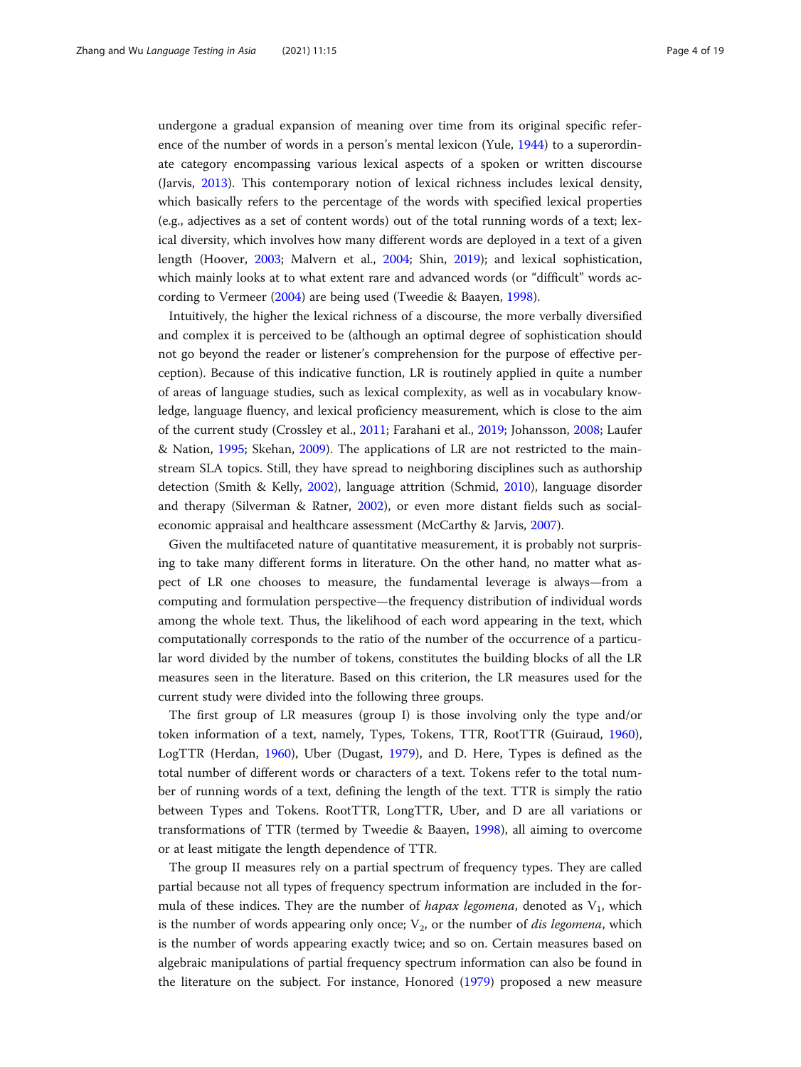undergone a gradual expansion of meaning over time from its original specific reference of the number of words in a person's mental lexicon (Yule, 1944) to a superordinate category encompassing various lexical aspects of a spoken or written discourse (Jarvis, 2013). This contemporary notion of lexical richness includes lexical density, which basically refers to the percentage of the words with specified lexical properties (e.g., adjectives as a set of content words) out of the total running words of a text; lexical diversity, which involves how many different words are deployed in a text of a given length (Hoover, 2003; Malvern et al., 2004; Shin, 2019); and lexical sophistication, which mainly looks at to what extent rare and advanced words (or "difficult" words according to Vermeer (2004) are being used (Tweedie & Baayen, 1998).

Intuitively, the higher the lexical richness of a discourse, the more verbally diversified and complex it is perceived to be (although an optimal degree of sophistication should not go beyond the reader or listener's comprehension for the purpose of effective perception). Because of this indicative function, LR is routinely applied in quite a number of areas of language studies, such as lexical complexity, as well as in vocabulary knowledge, language fluency, and lexical proficiency measurement, which is close to the aim of the current study (Crossley et al., 2011; Farahani et al., 2019; Johansson, 2008; Laufer & Nation, 1995; Skehan, 2009). The applications of LR are not restricted to the mainstream SLA topics. Still, they have spread to neighboring disciplines such as authorship detection (Smith & Kelly, 2002), language attrition (Schmid, 2010), language disorder and therapy (Silverman & Ratner, 2002), or even more distant fields such as social-economic appraisal and healthcare assessment (McCarthy & Jarvis, 2007).

Given the multifaceted nature of quantitative measurement, it is probably not surprising to take many different forms in literature. On the other hand, no matter what aspect of LR one chooses to measure, the fundamental leverage is always—from a computing and formulation perspective—the frequency distribution of individual words among the whole text. Thus, the likelihood of each word appearing in the text, which computationally corresponds to the ratio of the number of the occurrence of a particular word divided by the number of tokens, constitutes the building blocks of all the LR measures seen in the literature. Based on this criterion, the LR measures used for the current study were divided into the following three groups.

The first group of LR measures (group I) is those involving only the type and/or token information of a text, namely, Types, Tokens, TTR, RootTTR (Guiraud, 1960), LogTTR (Herdan, 1960), Uber (Dugast, 1979), and D. Here, Types is defined as the total number of different words or characters of a text. Tokens refer to the total number of running words of a text, defining the length of the text. TTR is simply the ratio between Types and Tokens. RootTTR, LongTTR, Uber, and D are all variations or transformations of TTR (termed by Tweedie & Baayen, 1998), all aiming to overcome or at least mitigate the length dependence of TTR.

The group II measures rely on a partial spectrum of frequency types. They are called partial because not all types of frequency spectrum information are included in the formula of these indices. They are the number of *hapax legomena*, denoted as $V_1$, which is the number of words appearing only once; $V_2$, or the number of *dis legomena*, which is the number of words appearing exactly twice; and so on. Certain measures based on algebraic manipulations of partial frequency spectrum information can also be found in the literature on the subject. For instance, Honored (1979) proposed a new measure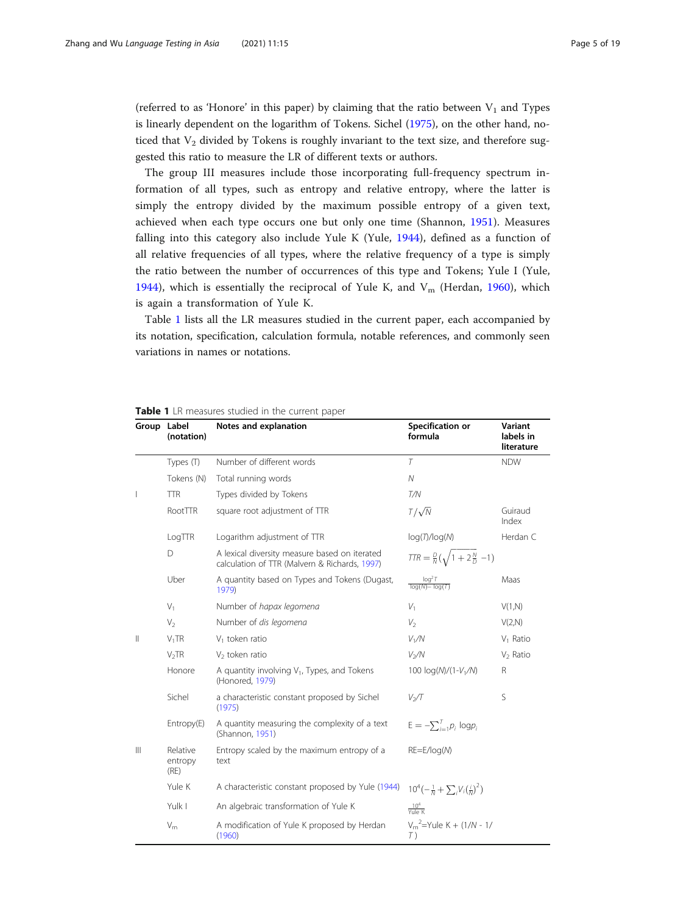(referred to as 'Honore' in this paper) by claiming that the ratio between $V_1$ and Types is linearly dependent on the logarithm of Tokens. Sichel (1975), on the other hand, noticed that $V_2$ divided by Tokens is roughly invariant to the text size, and therefore suggested this ratio to measure the LR of different texts or authors.

The group III measures include those incorporating full-frequency spectrum information of all types, such as entropy and relative entropy, where the latter is simply the entropy divided by the maximum possible entropy of a given text, achieved when each type occurs one but only one time (Shannon, 1951). Measures falling into this category also include Yule K (Yule, 1944), defined as a function of all relative frequencies of all types, where the relative frequency of a type is simply the ratio between the number of occurrences of this type and Tokens; Yule I (Yule, 1944), which is essentially the reciprocal of Yule K, and $V_m$ (Herdan, 1960), which is again a transformation of Yule K.

Table 1 lists all the LR measures studied in the current paper, each accompanied by its notation, specification, calculation formula, notable references, and commonly seen variations in names or notations.

**Table 1** LR measures studied in the current paper

| Group | Label (notation) | Notes and explanation | Specification or formula | Variant labels in literature |
|---|---|---|---|---|
| | Types (T) | Number of different words | $T$ | NDW |
| | Tokens (N) | Total running words | $N$ | |
| I | TTR | Types divided by Tokens | $T/N$ | |
| | RootTTR | square root adjustment of TTR | $T/\sqrt{N}$ | Guiraud Index |
| | LogTTR | Logarithm adjustment of TTR | $\log(T)/\log(N)$ | Herdan C |
| | D | A lexical diversity measure based on iterated calculation of TTR (Malvern & Richards, 1997) | $TTR = \frac{D}{N}\left(\sqrt{1+2\frac{N}{D}}-1\right)$ | |
| | Uber | A quantity based on Types and Tokens (Dugast, 1979) | $\frac{\log^2 T}{\log(N)-\log(T)}$ | Maas |
| | $V_1$ | Number of *hapax legomena* | $V_1$ | V(1,N) |
| | $V_2$ | Number of *dis legomena* | $V_2$ | V(2,N) |
| II | $V_1$TR | $V_1$ token ratio | $V_1/N$ | $V_1$ Ratio |
| | $V_2$TR | $V_2$ token ratio | $V_2/N$ | $V_2$ Ratio |
| | Honore | A quantity involving $V_1$, Types, and Tokens (Honored, 1979) | $100\log(N)/(1-V_1/N)$ | R |
| | Sichel | a characteristic constant proposed by Sichel (1975) | $V_2/T$ | S |
| | Entropy(E) | A quantity measuring the complexity of a text (Shannon, 1951) | $E = -\sum_{i=1}^{T} p_i \log p_i$ | |
| III | Relative entropy (RE) | Entropy scaled by the maximum entropy of a text | $RE=E/\log(N)$ | |
| | Yule K | A characteristic constant proposed by Yule (1944) | $10^4\left(-\frac{1}{N}+\sum_i V_i\left(\frac{i}{N}\right)^2\right)$ | |
| | Yulk I | An algebraic transformation of Yule K | $\frac{10^4}{\text{Yule K}}$ | |
| | $V_m$ | A modification of Yule K proposed by Herdan (1960) | $V_m^2=\text{Yule K} + (1/N - 1/T)$ | |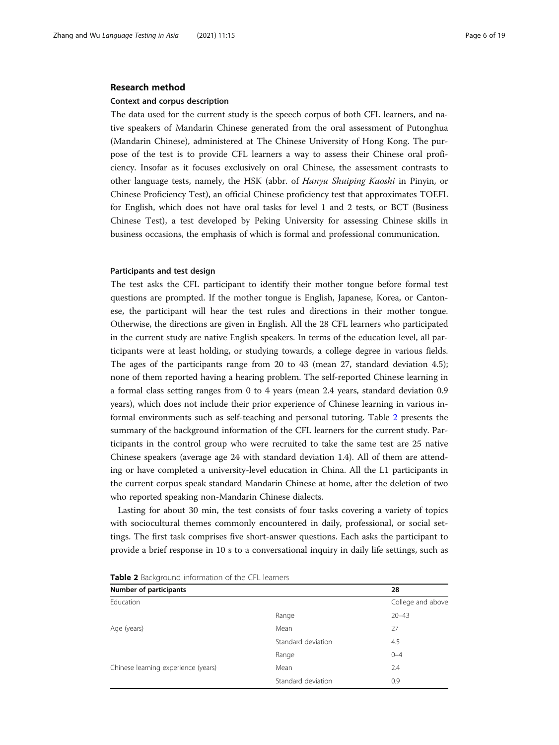## Research method

### Context and corpus description

The data used for the current study is the speech corpus of both CFL learners, and native speakers of Mandarin Chinese generated from the oral assessment of Putonghua (Mandarin Chinese), administered at The Chinese University of Hong Kong. The purpose of the test is to provide CFL learners a way to assess their Chinese oral proficiency. Insofar as it focuses exclusively on oral Chinese, the assessment contrasts to other language tests, namely, the HSK (abbr. of *Hanyu Shuiping Kaoshi* in Pinyin, or Chinese Proficiency Test), an official Chinese proficiency test that approximates TOEFL for English, which does not have oral tasks for level 1 and 2 tests, or BCT (Business Chinese Test), a test developed by Peking University for assessing Chinese skills in business occasions, the emphasis of which is formal and professional communication.

### Participants and test design

The test asks the CFL participant to identify their mother tongue before formal test questions are prompted. If the mother tongue is English, Japanese, Korea, or Cantonese, the participant will hear the test rules and directions in their mother tongue. Otherwise, the directions are given in English. All the 28 CFL learners who participated in the current study are native English speakers. In terms of the education level, all participants were at least holding, or studying towards, a college degree in various fields. The ages of the participants range from 20 to 43 (mean 27, standard deviation 4.5); none of them reported having a hearing problem. The self-reported Chinese learning in a formal class setting ranges from 0 to 4 years (mean 2.4 years, standard deviation 0.9 years), which does not include their prior experience of Chinese learning in various informal environments such as self-teaching and personal tutoring. Table 2 presents the summary of the background information of the CFL learners for the current study. Participants in the control group who were recruited to take the same test are 25 native Chinese speakers (average age 24 with standard deviation 1.4). All of them are attending or have completed a university-level education in China. All the L1 participants in the current corpus speak standard Mandarin Chinese at home, after the deletion of two who reported speaking non-Mandarin Chinese dialects.

Lasting for about 30 min, the test consists of four tasks covering a variety of topics with sociocultural themes commonly encountered in daily, professional, or social settings. The first task comprises five short-answer questions. Each asks the participant to provide a brief response in 10 s to a conversational inquiry in daily life settings, such as

**Table 2** Background information of the CFL learners

| Number of participants | | 28 |
|---|---|---|
| Education | | College and above |
| | Range | 20–43 |
| Age (years) | Mean | 27 |
| | Standard deviation | 4.5 |
| | Range | 0–4 |
| Chinese learning experience (years) | Mean | 2.4 |
| | Standard deviation | 0.9 |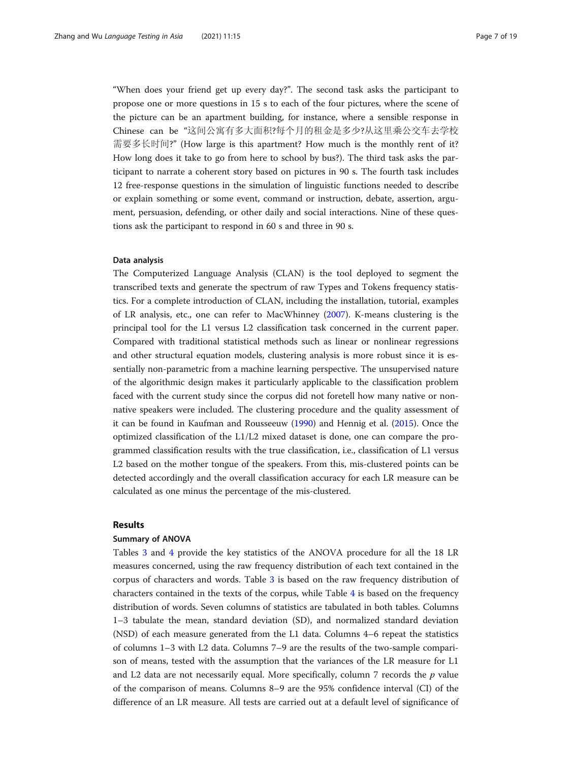"When does your friend get up every day?". The second task asks the participant to propose one or more questions in 15 s to each of the four pictures, where the scene of the picture can be an apartment building, for instance, where a sensible response in Chinese can be "这间公寓有多大面积?每个月的租金是多少?从这里乘公交车去学校需要多长时间?" (How large is this apartment? How much is the monthly rent of it? How long does it take to go from here to school by bus?). The third task asks the participant to narrate a coherent story based on pictures in 90 s. The fourth task includes 12 free-response questions in the simulation of linguistic functions needed to describe or explain something or some event, command or instruction, debate, assertion, argument, persuasion, defending, or other daily and social interactions. Nine of these questions ask the participant to respond in 60 s and three in 90 s.

### Data analysis

The Computerized Language Analysis (CLAN) is the tool deployed to segment the transcribed texts and generate the spectrum of raw Types and Tokens frequency statistics. For a complete introduction of CLAN, including the installation, tutorial, examples of LR analysis, etc., one can refer to MacWhinney (2007). K-means clustering is the principal tool for the L1 versus L2 classification task concerned in the current paper. Compared with traditional statistical methods such as linear or nonlinear regressions and other structural equation models, clustering analysis is more robust since it is essentially non-parametric from a machine learning perspective. The unsupervised nature of the algorithmic design makes it particularly applicable to the classification problem faced with the current study since the corpus did not foretell how many native or non-native speakers were included. The clustering procedure and the quality assessment of it can be found in Kaufman and Rousseeuw (1990) and Hennig et al. (2015). Once the optimized classification of the L1/L2 mixed dataset is done, one can compare the programmed classification results with the true classification, i.e., classification of L1 versus L2 based on the mother tongue of the speakers. From this, mis-clustered points can be detected accordingly and the overall classification accuracy for each LR measure can be calculated as one minus the percentage of the mis-clustered.

## Results

### Summary of ANOVA

Tables 3 and 4 provide the key statistics of the ANOVA procedure for all the 18 LR measures concerned, using the raw frequency distribution of each text contained in the corpus of characters and words. Table 3 is based on the raw frequency distribution of characters contained in the texts of the corpus, while Table 4 is based on the frequency distribution of words. Seven columns of statistics are tabulated in both tables. Columns 1–3 tabulate the mean, standard deviation (SD), and normalized standard deviation (NSD) of each measure generated from the L1 data. Columns 4–6 repeat the statistics of columns 1–3 with L2 data. Columns 7–9 are the results of the two-sample comparison of means, tested with the assumption that the variances of the LR measure for L1 and L2 data are not necessarily equal. More specifically, column 7 records the $p$ value of the comparison of means. Columns 8–9 are the 95% confidence interval (CI) of the difference of an LR measure. All tests are carried out at a default level of significance of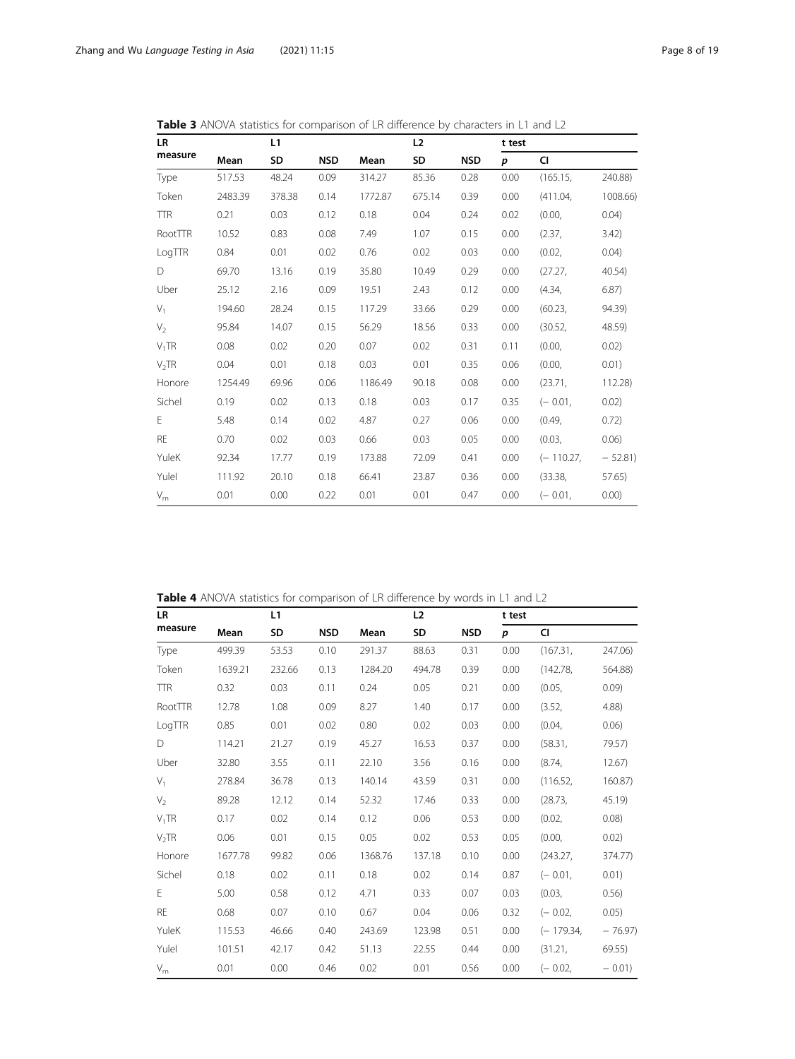**Table 3** ANOVA statistics for comparison of LR difference by characters in L1 and L2

| LR measure | L1 | | | L2 | | | t test | | |
|---|---|---|---|---|---|---|---|---|---|
| | Mean | SD | NSD | Mean | SD | NSD | *p* | CI | |
| Type | 517.53 | 48.24 | 0.09 | 314.27 | 85.36 | 0.28 | 0.00 | (165.15, | 240.88) |
| Token | 2483.39 | 378.38 | 0.14 | 1772.87 | 675.14 | 0.39 | 0.00 | (411.04, | 1008.66) |
| TTR | 0.21 | 0.03 | 0.12 | 0.18 | 0.04 | 0.24 | 0.02 | (0.00, | 0.04) |
| RootTTR | 10.52 | 0.83 | 0.08 | 7.49 | 1.07 | 0.15 | 0.00 | (2.37, | 3.42) |
| LogTTR | 0.84 | 0.01 | 0.02 | 0.76 | 0.02 | 0.03 | 0.00 | (0.02, | 0.04) |
| D | 69.70 | 13.16 | 0.19 | 35.80 | 10.49 | 0.29 | 0.00 | (27.27, | 40.54) |
| Uber | 25.12 | 2.16 | 0.09 | 19.51 | 2.43 | 0.12 | 0.00 | (4.34, | 6.87) |
| $V_1$ | 194.60 | 28.24 | 0.15 | 117.29 | 33.66 | 0.29 | 0.00 | (60.23, | 94.39) |
| $V_2$ | 95.84 | 14.07 | 0.15 | 56.29 | 18.56 | 0.33 | 0.00 | (30.52, | 48.59) |
| $V_1$TR | 0.08 | 0.02 | 0.20 | 0.07 | 0.02 | 0.31 | 0.11 | (0.00, | 0.02) |
| $V_2$TR | 0.04 | 0.01 | 0.18 | 0.03 | 0.01 | 0.35 | 0.06 | (0.00, | 0.01) |
| Honore | 1254.49 | 69.96 | 0.06 | 1186.49 | 90.18 | 0.08 | 0.00 | (23.71, | 112.28) |
| Sichel | 0.19 | 0.02 | 0.13 | 0.18 | 0.03 | 0.17 | 0.35 | (− 0.01, | 0.02) |
| E | 5.48 | 0.14 | 0.02 | 4.87 | 0.27 | 0.06 | 0.00 | (0.49, | 0.72) |
| RE | 0.70 | 0.02 | 0.03 | 0.66 | 0.03 | 0.05 | 0.00 | (0.03, | 0.06) |
| YuleK | 92.34 | 17.77 | 0.19 | 173.88 | 72.09 | 0.41 | 0.00 | (− 110.27, | − 52.81) |
| YuleI | 111.92 | 20.10 | 0.18 | 66.41 | 23.87 | 0.36 | 0.00 | (33.38, | 57.65) |
| $V_m$ | 0.01 | 0.00 | 0.22 | 0.01 | 0.01 | 0.47 | 0.00 | (− 0.01, | 0.00) |

**Table 4** ANOVA statistics for comparison of LR difference by words in L1 and L2

| LR measure | L1 | | | L2 | | | t test | | |
|---|---|---|---|---|---|---|---|---|---|
| | Mean | SD | NSD | Mean | SD | NSD | *p* | CI | |
| Type | 499.39 | 53.53 | 0.10 | 291.37 | 88.63 | 0.31 | 0.00 | (167.31, | 247.06) |
| Token | 1639.21 | 232.66 | 0.13 | 1284.20 | 494.78 | 0.39 | 0.00 | (142.78, | 564.88) |
| TTR | 0.32 | 0.03 | 0.11 | 0.24 | 0.05 | 0.21 | 0.00 | (0.05, | 0.09) |
| RootTTR | 12.78 | 1.08 | 0.09 | 8.27 | 1.40 | 0.17 | 0.00 | (3.52, | 4.88) |
| LogTTR | 0.85 | 0.01 | 0.02 | 0.80 | 0.02 | 0.03 | 0.00 | (0.04, | 0.06) |
| D | 114.21 | 21.27 | 0.19 | 45.27 | 16.53 | 0.37 | 0.00 | (58.31, | 79.57) |
| Uber | 32.80 | 3.55 | 0.11 | 22.10 | 3.56 | 0.16 | 0.00 | (8.74, | 12.67) |
| $V_1$ | 278.84 | 36.78 | 0.13 | 140.14 | 43.59 | 0.31 | 0.00 | (116.52, | 160.87) |
| $V_2$ | 89.28 | 12.12 | 0.14 | 52.32 | 17.46 | 0.33 | 0.00 | (28.73, | 45.19) |
| $V_1$TR | 0.17 | 0.02 | 0.14 | 0.12 | 0.06 | 0.53 | 0.00 | (0.02, | 0.08) |
| $V_2$TR | 0.06 | 0.01 | 0.15 | 0.05 | 0.02 | 0.53 | 0.05 | (0.00, | 0.02) |
| Honore | 1677.78 | 99.82 | 0.06 | 1368.76 | 137.18 | 0.10 | 0.00 | (243.27, | 374.77) |
| Sichel | 0.18 | 0.02 | 0.11 | 0.18 | 0.02 | 0.14 | 0.87 | (− 0.01, | 0.01) |
| E | 5.00 | 0.58 | 0.12 | 4.71 | 0.33 | 0.07 | 0.03 | (0.03, | 0.56) |
| RE | 0.68 | 0.07 | 0.10 | 0.67 | 0.04 | 0.06 | 0.32 | (− 0.02, | 0.05) |
| YuleK | 115.53 | 46.66 | 0.40 | 243.69 | 123.98 | 0.51 | 0.00 | (− 179.34, | − 76.97) |
| YuleI | 101.51 | 42.17 | 0.42 | 51.13 | 22.55 | 0.44 | 0.00 | (31.21, | 69.55) |
| $V_m$ | 0.01 | 0.00 | 0.46 | 0.02 | 0.01 | 0.56 | 0.00 | (− 0.02, | − 0.01) |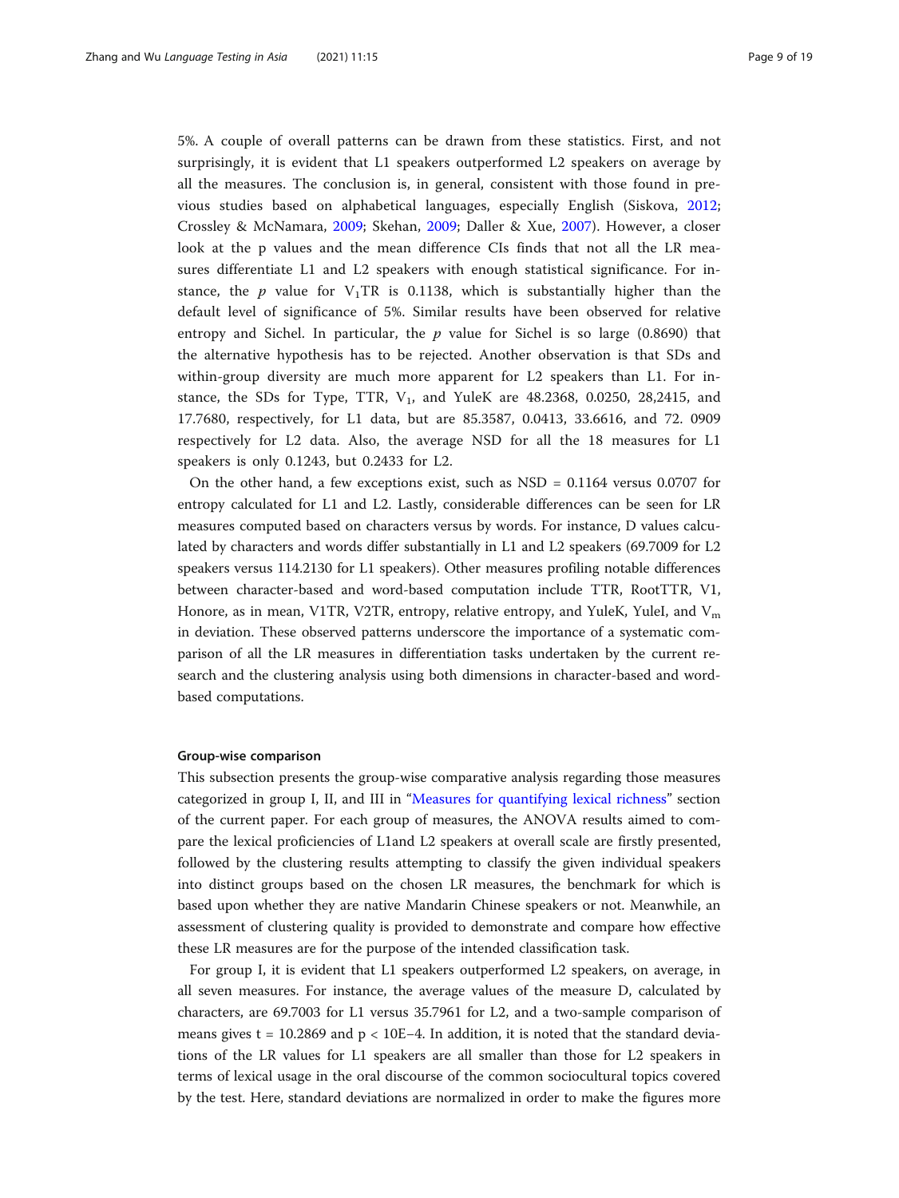5%. A couple of overall patterns can be drawn from these statistics. First, and not surprisingly, it is evident that L1 speakers outperformed L2 speakers on average by all the measures. The conclusion is, in general, consistent with those found in previous studies based on alphabetical languages, especially English (Siskova, 2012; Crossley & McNamara, 2009; Skehan, 2009; Daller & Xue, 2007). However, a closer look at the p values and the mean difference CIs finds that not all the LR measures differentiate L1 and L2 speakers with enough statistical significance. For instance, the $p$ value for $V_1$TR is 0.1138, which is substantially higher than the default level of significance of 5%. Similar results have been observed for relative entropy and Sichel. In particular, the $p$ value for Sichel is so large (0.8690) that the alternative hypothesis has to be rejected. Another observation is that SDs and within-group diversity are much more apparent for L2 speakers than L1. For instance, the SDs for Type, TTR, $V_1$, and YuleK are 48.2368, 0.0250, 28,2415, and 17.7680, respectively, for L1 data, but are 85.3587, 0.0413, 33.6616, and 72. 0909 respectively for L2 data. Also, the average NSD for all the 18 measures for L1 speakers is only 0.1243, but 0.2433 for L2.

On the other hand, a few exceptions exist, such as NSD = 0.1164 versus 0.0707 for entropy calculated for L1 and L2. Lastly, considerable differences can be seen for LR measures computed based on characters versus by words. For instance, D values calculated by characters and words differ substantially in L1 and L2 speakers (69.7009 for L2 speakers versus 114.2130 for L1 speakers). Other measures profiling notable differences between character-based and word-based computation include TTR, RootTTR, V1, Honore, as in mean, V1TR, V2TR, entropy, relative entropy, and YuleK, YuleI, and $V_m$ in deviation. These observed patterns underscore the importance of a systematic comparison of all the LR measures in differentiation tasks undertaken by the current research and the clustering analysis using both dimensions in character-based and word-based computations.

#### Group-wise comparison

This subsection presents the group-wise comparative analysis regarding those measures categorized in group I, II, and III in "Measures for quantifying lexical richness" section of the current paper. For each group of measures, the ANOVA results aimed to compare the lexical proficiencies of L1and L2 speakers at overall scale are firstly presented, followed by the clustering results attempting to classify the given individual speakers into distinct groups based on the chosen LR measures, the benchmark for which is based upon whether they are native Mandarin Chinese speakers or not. Meanwhile, an assessment of clustering quality is provided to demonstrate and compare how effective these LR measures are for the purpose of the intended classification task.

For group I, it is evident that L1 speakers outperformed L2 speakers, on average, in all seven measures. For instance, the average values of the measure D, calculated by characters, are 69.7003 for L1 versus 35.7961 for L2, and a two-sample comparison of means gives $t = 10.2869$ and $p < 10E{-}4$. In addition, it is noted that the standard deviations of the LR values for L1 speakers are all smaller than those for L2 speakers in terms of lexical usage in the oral discourse of the common sociocultural topics covered by the test. Here, standard deviations are normalized in order to make the figures more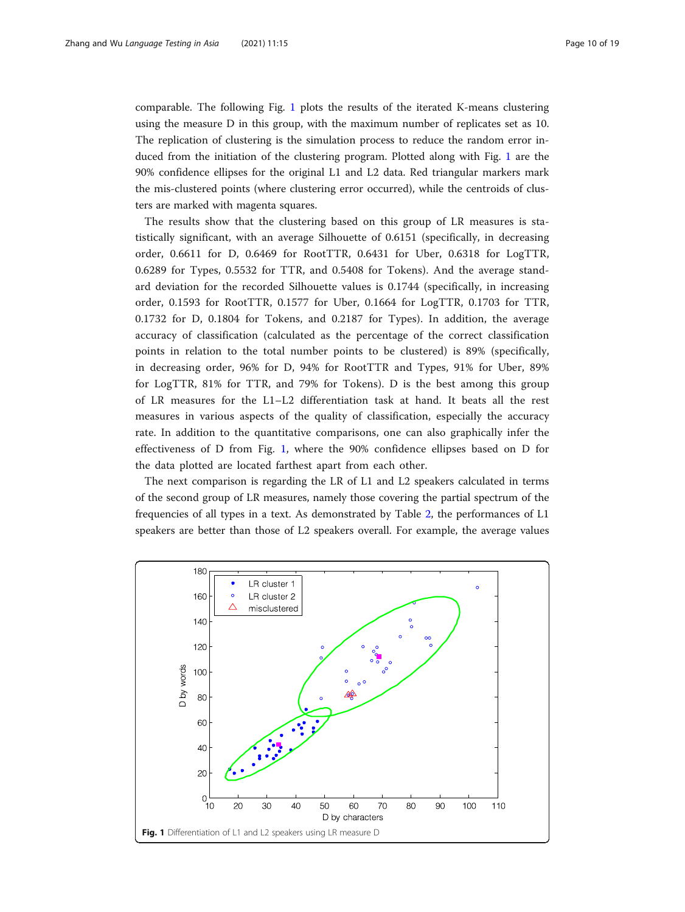comparable. The following Fig. 1 plots the results of the iterated K-means clustering using the measure D in this group, with the maximum number of replicates set as 10. The replication of clustering is the simulation process to reduce the random error induced from the initiation of the clustering program. Plotted along with Fig. 1 are the 90% confidence ellipses for the original L1 and L2 data. Red triangular markers mark the mis-clustered points (where clustering error occurred), while the centroids of clusters are marked with magenta squares.

The results show that the clustering based on this group of LR measures is statistically significant, with an average Silhouette of 0.6151 (specifically, in decreasing order, 0.6611 for D, 0.6469 for RootTTR, 0.6431 for Uber, 0.6318 for LogTTR, 0.6289 for Types, 0.5532 for TTR, and 0.5408 for Tokens). And the average standard deviation for the recorded Silhouette values is 0.1744 (specifically, in increasing order, 0.1593 for RootTTR, 0.1577 for Uber, 0.1664 for LogTTR, 0.1703 for TTR, 0.1732 for D, 0.1804 for Tokens, and 0.2187 for Types). In addition, the average accuracy of classification (calculated as the percentage of the correct classification points in relation to the total number points to be clustered) is 89% (specifically, in decreasing order, 96% for D, 94% for RootTTR and Types, 91% for Uber, 89% for LogTTR, 81% for TTR, and 79% for Tokens). D is the best among this group of LR measures for the L1–L2 differentiation task at hand. It beats all the rest measures in various aspects of the quality of classification, especially the accuracy rate. In addition to the quantitative comparisons, one can also graphically infer the effectiveness of D from Fig. 1, where the 90% confidence ellipses based on D for the data plotted are located farthest apart from each other.

The next comparison is regarding the LR of L1 and L2 speakers calculated in terms of the second group of LR measures, namely those covering the partial spectrum of the frequencies of all types in a text. As demonstrated by Table 2, the performances of L1 speakers are better than those of L2 speakers overall. For example, the average values

**Fig. 1** Differentiation of L1 and L2 speakers using LR measure D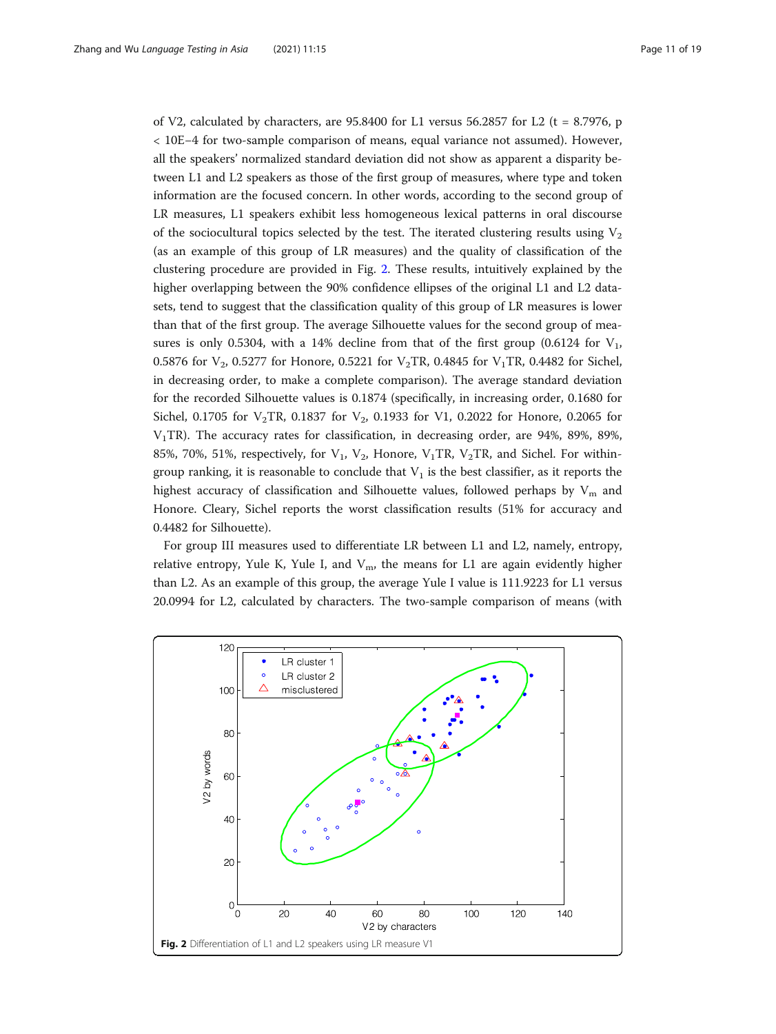of V2, calculated by characters, are 95.8400 for L1 versus 56.2857 for L2 ($t = 8.7976$, $p < 10E{-}4$ for two-sample comparison of means, equal variance not assumed). However, all the speakers' normalized standard deviation did not show as apparent a disparity between L1 and L2 speakers as those of the first group of measures, where type and token information are the focused concern. In other words, according to the second group of LR measures, L1 speakers exhibit less homogeneous lexical patterns in oral discourse of the sociocultural topics selected by the test. The iterated clustering results using $V_2$ (as an example of this group of LR measures) and the quality of classification of the clustering procedure are provided in Fig. 2. These results, intuitively explained by the higher overlapping between the 90% confidence ellipses of the original L1 and L2 datasets, tend to suggest that the classification quality of this group of LR measures is lower than that of the first group. The average Silhouette values for the second group of measures is only 0.5304, with a 14% decline from that of the first group (0.6124 for $V_1$, 0.5876 for $V_2$, 0.5277 for Honore, 0.5221 for $V_2$TR, 0.4845 for $V_1$TR, 0.4482 for Sichel, in decreasing order, to make a complete comparison). The average standard deviation for the recorded Silhouette values is 0.1874 (specifically, in increasing order, 0.1680 for Sichel, 0.1705 for $V_2$TR, 0.1837 for $V_2$, 0.1933 for V1, 0.2022 for Honore, 0.2065 for $V_1$TR). The accuracy rates for classification, in decreasing order, are 94%, 89%, 89%, 85%, 70%, 51%, respectively, for $V_1$, $V_2$, Honore, $V_1$TR, $V_2$TR, and Sichel. For within-group ranking, it is reasonable to conclude that $V_1$ is the best classifier, as it reports the highest accuracy of classification and Silhouette values, followed perhaps by $V_m$ and Honore. Cleary, Sichel reports the worst classification results (51% for accuracy and 0.4482 for Silhouette).

For group III measures used to differentiate LR between L1 and L2, namely, entropy, relative entropy, Yule K, Yule I, and $V_m$, the means for L1 are again evidently higher than L2. As an example of this group, the average Yule I value is 111.9223 for L1 versus 20.0994 for L2, calculated by characters. The two-sample comparison of means (with

**Fig. 2** Differentiation of L1 and L2 speakers using LR measure V1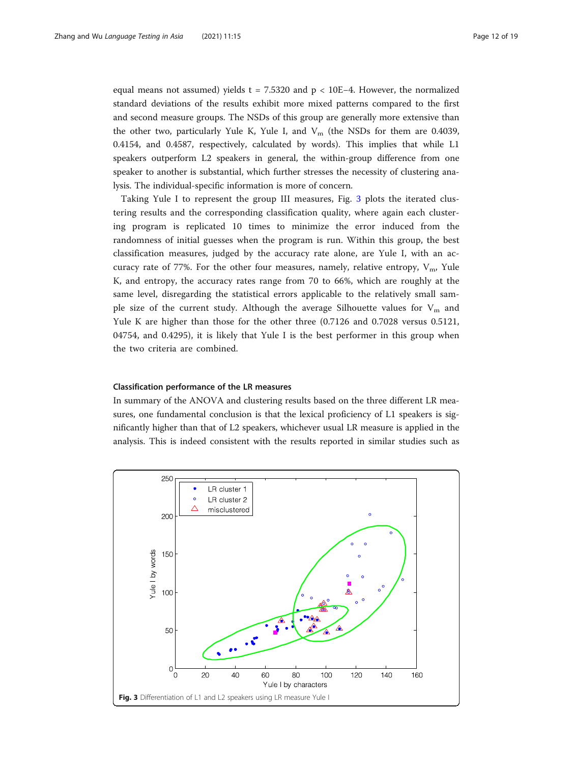equal means not assumed) yields t = 7.5320 and p < 10E−4. However, the normalized standard deviations of the results exhibit more mixed patterns compared to the first and second measure groups. The NSDs of this group are generally more extensive than the other two, particularly Yule K, Yule I, and $V_m$ (the NSDs for them are 0.4039, 0.4154, and 0.4587, respectively, calculated by words). This implies that while L1 speakers outperform L2 speakers in general, the within-group difference from one speaker to another is substantial, which further stresses the necessity of clustering analysis. The individual-specific information is more of concern.

Taking Yule I to represent the group III measures, Fig. 3 plots the iterated clustering results and the corresponding classification quality, where again each clustering program is replicated 10 times to minimize the error induced from the randomness of initial guesses when the program is run. Within this group, the best classification measures, judged by the accuracy rate alone, are Yule I, with an accuracy rate of 77%. For the other four measures, namely, relative entropy, $V_m$, Yule K, and entropy, the accuracy rates range from 70 to 66%, which are roughly at the same level, disregarding the statistical errors applicable to the relatively small sample size of the current study. Although the average Silhouette values for $V_m$ and Yule K are higher than those for the other three (0.7126 and 0.7028 versus 0.5121, 04754, and 0.4295), it is likely that Yule I is the best performer in this group when the two criteria are combined.

### Classification performance of the LR measures

In summary of the ANOVA and clustering results based on the three different LR measures, one fundamental conclusion is that the lexical proficiency of L1 speakers is significantly higher than that of L2 speakers, whichever usual LR measure is applied in the analysis. This is indeed consistent with the results reported in similar studies such as

**Fig. 3** Differentiation of L1 and L2 speakers using LR measure Yule I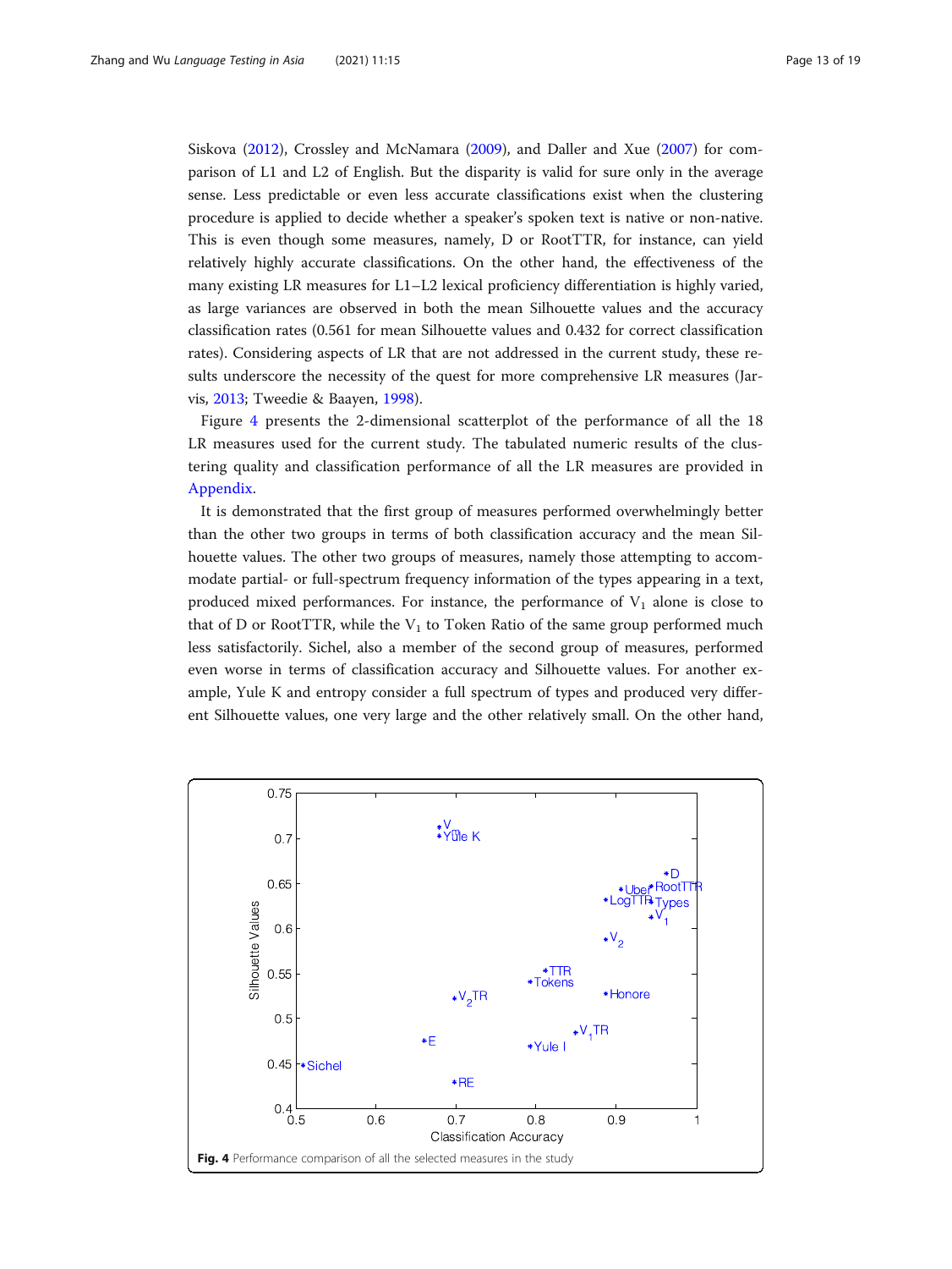Siskova (2012), Crossley and McNamara (2009), and Daller and Xue (2007) for comparison of L1 and L2 of English. But the disparity is valid for sure only in the average sense. Less predictable or even less accurate classifications exist when the clustering procedure is applied to decide whether a speaker's spoken text is native or non-native. This is even though some measures, namely, D or RootTTR, for instance, can yield relatively highly accurate classifications. On the other hand, the effectiveness of the many existing LR measures for L1–L2 lexical proficiency differentiation is highly varied, as large variances are observed in both the mean Silhouette values and the accuracy classification rates (0.561 for mean Silhouette values and 0.432 for correct classification rates). Considering aspects of LR that are not addressed in the current study, these results underscore the necessity of the quest for more comprehensive LR measures (Jarvis, 2013; Tweedie & Baayen, 1998).

Figure 4 presents the 2-dimensional scatterplot of the performance of all the 18 LR measures used for the current study. The tabulated numeric results of the clustering quality and classification performance of all the LR measures are provided in Appendix.

It is demonstrated that the first group of measures performed overwhelmingly better than the other two groups in terms of both classification accuracy and the mean Silhouette values. The other two groups of measures, namely those attempting to accommodate partial- or full-spectrum frequency information of the types appearing in a text, produced mixed performances. For instance, the performance of $V_1$ alone is close to that of D or RootTTR, while the $V_1$ to Token Ratio of the same group performed much less satisfactorily. Sichel, also a member of the second group of measures, performed even worse in terms of classification accuracy and Silhouette values. For another example, Yule K and entropy consider a full spectrum of types and produced very different Silhouette values, one very large and the other relatively small. On the other hand,

**Fig. 4** Performance comparison of all the selected measures in the study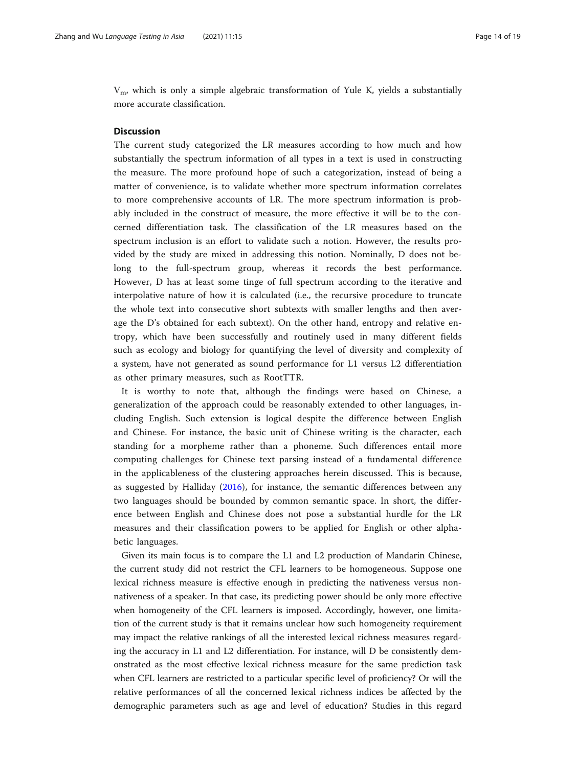$V_m$, which is only a simple algebraic transformation of Yule K, yields a substantially more accurate classification.

## Discussion

The current study categorized the LR measures according to how much and how substantially the spectrum information of all types in a text is used in constructing the measure. The more profound hope of such a categorization, instead of being a matter of convenience, is to validate whether more spectrum information correlates to more comprehensive accounts of LR. The more spectrum information is probably included in the construct of measure, the more effective it will be to the concerned differentiation task. The classification of the LR measures based on the spectrum inclusion is an effort to validate such a notion. However, the results provided by the study are mixed in addressing this notion. Nominally, D does not belong to the full-spectrum group, whereas it records the best performance. However, D has at least some tinge of full spectrum according to the iterative and interpolative nature of how it is calculated (i.e., the recursive procedure to truncate the whole text into consecutive short subtexts with smaller lengths and then average the D's obtained for each subtext). On the other hand, entropy and relative entropy, which have been successfully and routinely used in many different fields such as ecology and biology for quantifying the level of diversity and complexity of a system, have not generated as sound performance for L1 versus L2 differentiation as other primary measures, such as RootTTR.

It is worthy to note that, although the findings were based on Chinese, a generalization of the approach could be reasonably extended to other languages, including English. Such extension is logical despite the difference between English and Chinese. For instance, the basic unit of Chinese writing is the character, each standing for a morpheme rather than a phoneme. Such differences entail more computing challenges for Chinese text parsing instead of a fundamental difference in the applicableness of the clustering approaches herein discussed. This is because, as suggested by Halliday (2016), for instance, the semantic differences between any two languages should be bounded by common semantic space. In short, the difference between English and Chinese does not pose a substantial hurdle for the LR measures and their classification powers to be applied for English or other alphabetic languages.

Given its main focus is to compare the L1 and L2 production of Mandarin Chinese, the current study did not restrict the CFL learners to be homogeneous. Suppose one lexical richness measure is effective enough in predicting the nativeness versus non-nativeness of a speaker. In that case, its predicting power should be only more effective when homogeneity of the CFL learners is imposed. Accordingly, however, one limitation of the current study is that it remains unclear how such homogeneity requirement may impact the relative rankings of all the interested lexical richness measures regarding the accuracy in L1 and L2 differentiation. For instance, will D be consistently demonstrated as the most effective lexical richness measure for the same prediction task when CFL learners are restricted to a particular specific level of proficiency? Or will the relative performances of all the concerned lexical richness indices be affected by the demographic parameters such as age and level of education? Studies in this regard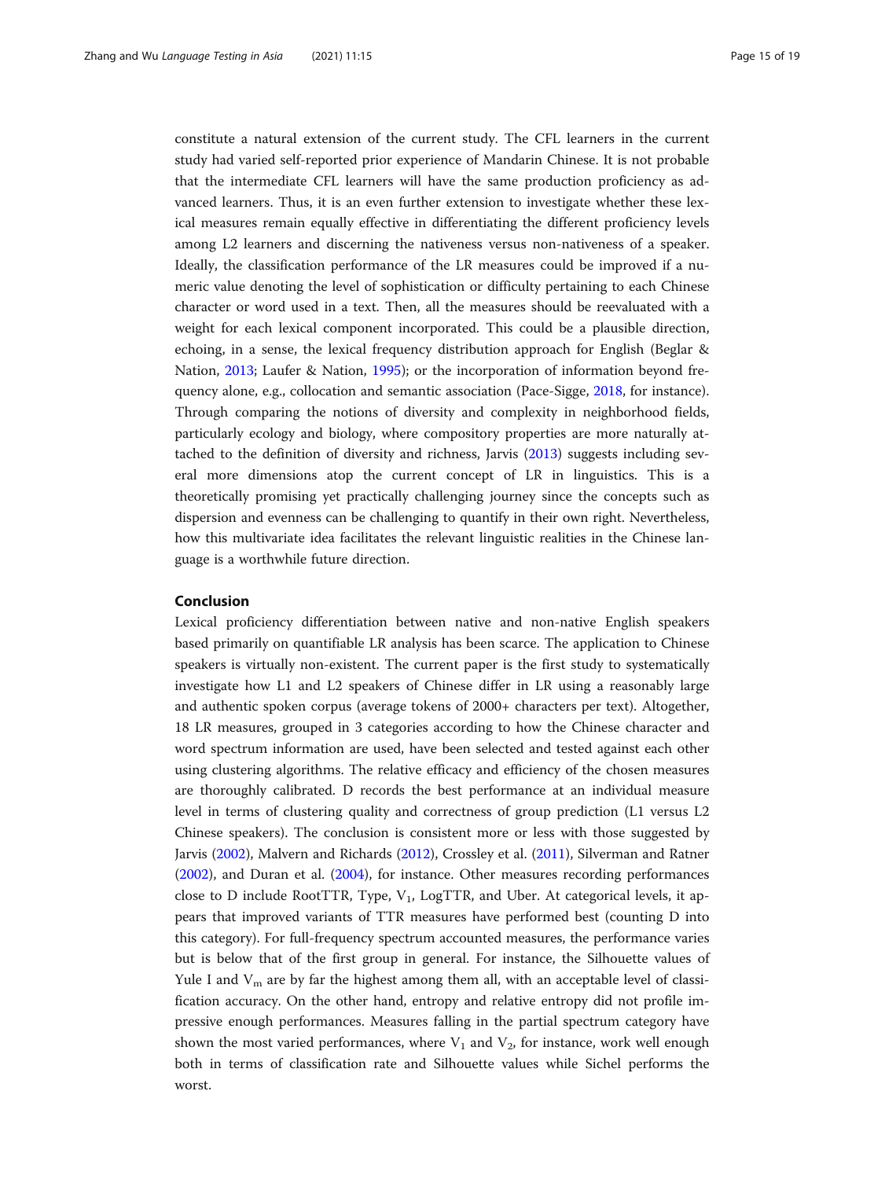constitute a natural extension of the current study. The CFL learners in the current study had varied self-reported prior experience of Mandarin Chinese. It is not probable that the intermediate CFL learners will have the same production proficiency as advanced learners. Thus, it is an even further extension to investigate whether these lexical measures remain equally effective in differentiating the different proficiency levels among L2 learners and discerning the nativeness versus non-nativeness of a speaker. Ideally, the classification performance of the LR measures could be improved if a numeric value denoting the level of sophistication or difficulty pertaining to each Chinese character or word used in a text. Then, all the measures should be reevaluated with a weight for each lexical component incorporated. This could be a plausible direction, echoing, in a sense, the lexical frequency distribution approach for English (Beglar & Nation, 2013; Laufer & Nation, 1995); or the incorporation of information beyond frequency alone, e.g., collocation and semantic association (Pace-Sigge, 2018, for instance). Through comparing the notions of diversity and complexity in neighborhood fields, particularly ecology and biology, where compository properties are more naturally attached to the definition of diversity and richness, Jarvis (2013) suggests including several more dimensions atop the current concept of LR in linguistics. This is a theoretically promising yet practically challenging journey since the concepts such as dispersion and evenness can be challenging to quantify in their own right. Nevertheless, how this multivariate idea facilitates the relevant linguistic realities in the Chinese language is a worthwhile future direction.

## Conclusion

Lexical proficiency differentiation between native and non-native English speakers based primarily on quantifiable LR analysis has been scarce. The application to Chinese speakers is virtually non-existent. The current paper is the first study to systematically investigate how L1 and L2 speakers of Chinese differ in LR using a reasonably large and authentic spoken corpus (average tokens of 2000+ characters per text). Altogether, 18 LR measures, grouped in 3 categories according to how the Chinese character and word spectrum information are used, have been selected and tested against each other using clustering algorithms. The relative efficacy and efficiency of the chosen measures are thoroughly calibrated. D records the best performance at an individual measure level in terms of clustering quality and correctness of group prediction (L1 versus L2 Chinese speakers). The conclusion is consistent more or less with those suggested by Jarvis (2002), Malvern and Richards (2012), Crossley et al. (2011), Silverman and Ratner (2002), and Duran et al. (2004), for instance. Other measures recording performances close to D include RootTTR, Type, $V_1$, LogTTR, and Uber. At categorical levels, it appears that improved variants of TTR measures have performed best (counting D into this category). For full-frequency spectrum accounted measures, the performance varies but is below that of the first group in general. For instance, the Silhouette values of Yule I and $V_m$ are by far the highest among them all, with an acceptable level of classification accuracy. On the other hand, entropy and relative entropy did not profile impressive enough performances. Measures falling in the partial spectrum category have shown the most varied performances, where $V_1$ and $V_2$, for instance, work well enough both in terms of classification rate and Silhouette values while Sichel performs the worst.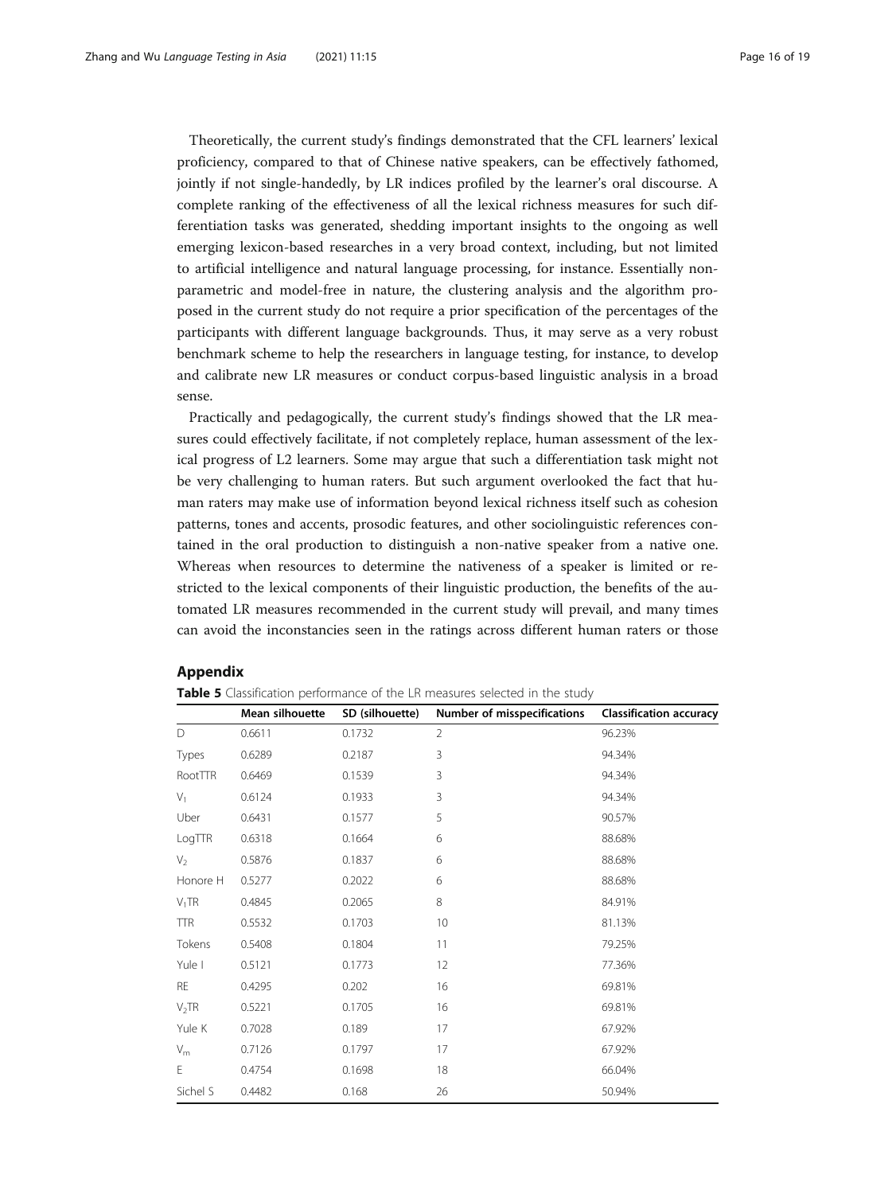Theoretically, the current study's findings demonstrated that the CFL learners' lexical proficiency, compared to that of Chinese native speakers, can be effectively fathomed, jointly if not single-handedly, by LR indices profiled by the learner's oral discourse. A complete ranking of the effectiveness of all the lexical richness measures for such differentiation tasks was generated, shedding important insights to the ongoing as well emerging lexicon-based researches in a very broad context, including, but not limited to artificial intelligence and natural language processing, for instance. Essentially non-parametric and model-free in nature, the clustering analysis and the algorithm proposed in the current study do not require a prior specification of the percentages of the participants with different language backgrounds. Thus, it may serve as a very robust benchmark scheme to help the researchers in language testing, for instance, to develop and calibrate new LR measures or conduct corpus-based linguistic analysis in a broad sense.

Practically and pedagogically, the current study's findings showed that the LR measures could effectively facilitate, if not completely replace, human assessment of the lexical progress of L2 learners. Some may argue that such a differentiation task might not be very challenging to human raters. But such argument overlooked the fact that human raters may make use of information beyond lexical richness itself such as cohesion patterns, tones and accents, prosodic features, and other sociolinguistic references contained in the oral production to distinguish a non-native speaker from a native one. Whereas when resources to determine the nativeness of a speaker is limited or restricted to the lexical components of their linguistic production, the benefits of the automated LR measures recommended in the current study will prevail, and many times can avoid the inconstancies seen in the ratings across different human raters or those

## Appendix

**Table 5** Classification performance of the LR measures selected in the study

| | Mean silhouette | SD (silhouette) | Number of misspecifications | Classification accuracy |
|---|---|---|---|---|
| D | 0.6611 | 0.1732 | 2 | 96.23% |
| Types | 0.6289 | 0.2187 | 3 | 94.34% |
| RootTTR | 0.6469 | 0.1539 | 3 | 94.34% |
| $V_1$ | 0.6124 | 0.1933 | 3 | 94.34% |
| Uber | 0.6431 | 0.1577 | 5 | 90.57% |
| LogTTR | 0.6318 | 0.1664 | 6 | 88.68% |
| $V_2$ | 0.5876 | 0.1837 | 6 | 88.68% |
| Honore H | 0.5277 | 0.2022 | 6 | 88.68% |
| $V_1$TR | 0.4845 | 0.2065 | 8 | 84.91% |
| TTR | 0.5532 | 0.1703 | 10 | 81.13% |
| Tokens | 0.5408 | 0.1804 | 11 | 79.25% |
| Yule I | 0.5121 | 0.1773 | 12 | 77.36% |
| RE | 0.4295 | 0.202 | 16 | 69.81% |
| $V_2$TR | 0.5221 | 0.1705 | 16 | 69.81% |
| Yule K | 0.7028 | 0.189 | 17 | 67.92% |
| $V_m$ | 0.7126 | 0.1797 | 17 | 67.92% |
| E | 0.4754 | 0.1698 | 18 | 66.04% |
| Sichel S | 0.4482 | 0.168 | 26 | 50.94% |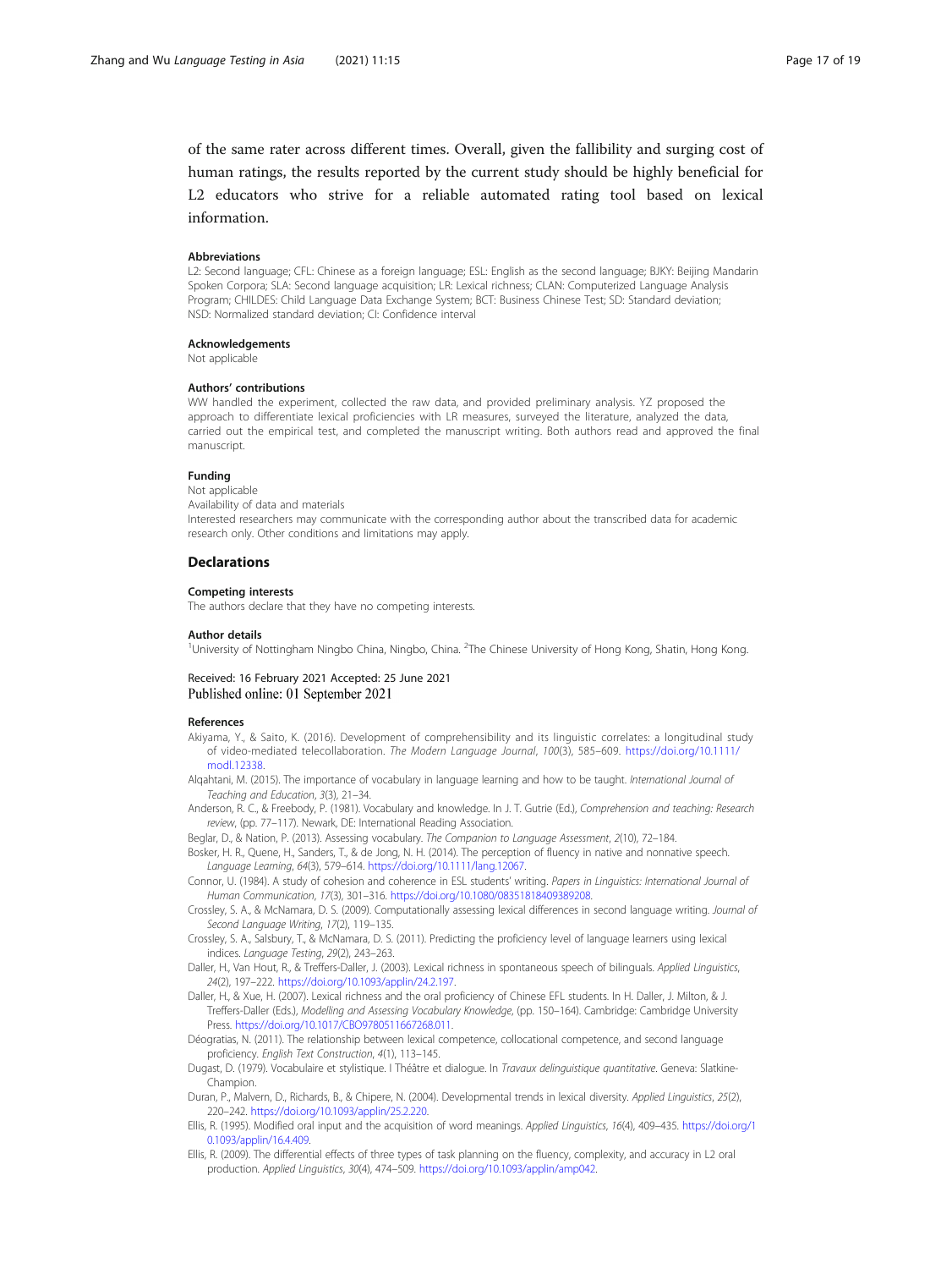of the same rater across different times. Overall, given the fallibility and surging cost of human ratings, the results reported by the current study should be highly beneficial for L2 educators who strive for a reliable automated rating tool based on lexical information.

### Abbreviations

L2: Second language; CFL: Chinese as a foreign language; ESL: English as the second language; BJKY: Beijing Mandarin Spoken Corpora; SLA: Second language acquisition; LR: Lexical richness; CLAN: Computerized Language Analysis Program; CHILDES: Child Language Data Exchange System; BCT: Business Chinese Test; SD: Standard deviation; NSD: Normalized standard deviation; CI: Confidence interval

### Acknowledgements

Not applicable

### Authors' contributions

WW handled the experiment, collected the raw data, and provided preliminary analysis. YZ proposed the approach to differentiate lexical proficiencies with LR measures, surveyed the literature, analyzed the data, carried out the empirical test, and completed the manuscript writing. Both authors read and approved the final manuscript.

### Funding

Not applicable

Availability of data and materials

Interested researchers may communicate with the corresponding author about the transcribed data for academic research only. Other conditions and limitations may apply.

## Declarations

### Competing interests

The authors declare that they have no competing interests.

### Author details

[1]University of Nottingham Ningbo China, Ningbo, China. [2]The Chinese University of Hong Kong, Shatin, Hong Kong.

Received: 16 February 2021 Accepted: 25 June 2021
Published online: 01 September 2021

### References

Akiyama, Y., & Saito, K. (2016). Development of comprehensibility and its linguistic correlates: a longitudinal study of video-mediated telecollaboration. *The Modern Language Journal*, *100*(3), 585–609. https://doi.org/10.1111/modl.12338.

Alqahtani, M. (2015). The importance of vocabulary in language learning and how to be taught. *International Journal of Teaching and Education*, *3*(3), 21–34.

Anderson, R. C., & Freebody, P. (1981). Vocabulary and knowledge. In J. T. Gutrie (Ed.), *Comprehension and teaching: Research review*, (pp. 77–117). Newark, DE: International Reading Association.

Beglar, D., & Nation, P. (2013). Assessing vocabulary. *The Companion to Language Assessment*, *2*(10), 72–184.

Bosker, H. R., Quene, H., Sanders, T., & de Jong, N. H. (2014). The perception of fluency in native and nonnative speech. *Language Learning*, *64*(3), 579–614. https://doi.org/10.1111/lang.12067.

Connor, U. (1984). A study of cohesion and coherence in ESL students' writing. *Papers in Linguistics: International Journal of Human Communication*, *17*(3), 301–316. https://doi.org/10.1080/08351818409389208.

Crossley, S. A., & McNamara, D. S. (2009). Computationally assessing lexical differences in second language writing. *Journal of Second Language Writing*, *17*(2), 119–135.

Crossley, S. A., Salsbury, T., & McNamara, D. S. (2011). Predicting the proficiency level of language learners using lexical indices. *Language Testing*, *29*(2), 243–263.

Daller, H., Van Hout, R., & Treffers-Daller, J. (2003). Lexical richness in spontaneous speech of bilinguals. *Applied Linguistics*, *24*(2), 197–222. https://doi.org/10.1093/applin/24.2.197.

Daller, H., & Xue, H. (2007). Lexical richness and the oral proficiency of Chinese EFL students. In H. Daller, J. Milton, & J. Treffers-Daller (Eds.), *Modelling and Assessing Vocabulary Knowledge*, (pp. 150–164). Cambridge: Cambridge University Press. https://doi.org/10.1017/CBO9780511667268.011.

Déogratias, N. (2011). The relationship between lexical competence, collocational competence, and second language proficiency. *English Text Construction*, *4*(1), 113–145.

Dugast, D. (1979). Vocabulaire et stylistique. I Théâtre et dialogue. In *Travaux delinguistique quantitative*. Geneva: Slatkine-Champion.

Duran, P., Malvern, D., Richards, B., & Chipere, N. (2004). Developmental trends in lexical diversity. *Applied Linguistics*, *25*(2), 220–242. https://doi.org/10.1093/applin/25.2.220.

Ellis, R. (1995). Modified oral input and the acquisition of word meanings. *Applied Linguistics*, *16*(4), 409–435. https://doi.org/10.1093/applin/16.4.409.

Ellis, R. (2009). The differential effects of three types of task planning on the fluency, complexity, and accuracy in L2 oral production. *Applied Linguistics*, *30*(4), 474–509. https://doi.org/10.1093/applin/amp042.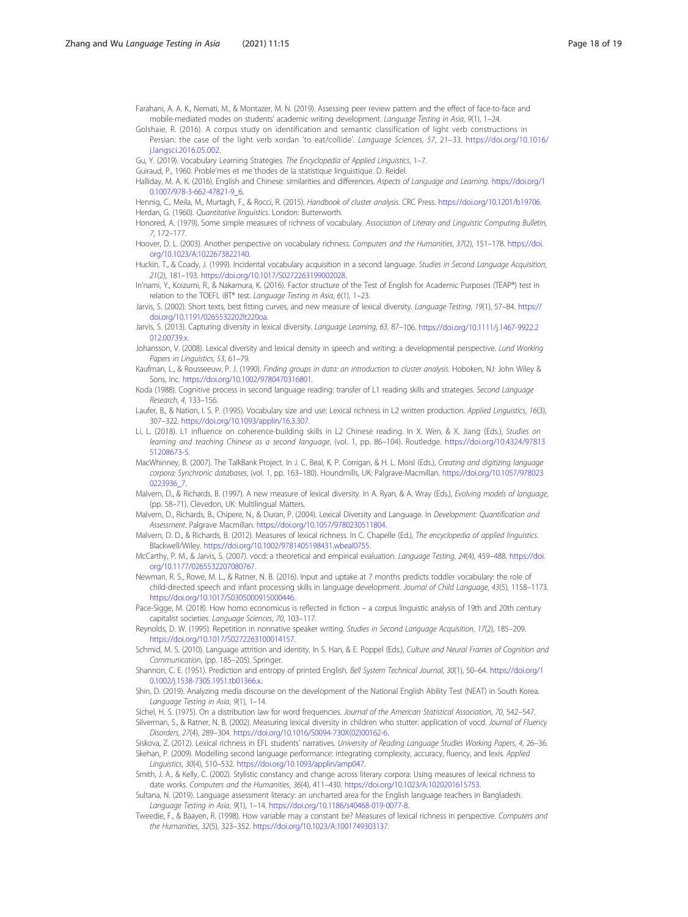Farahani, A. A. K., Nemati, M., & Montazer, M. N. (2019). Assessing peer review pattern and the effect of face-to-face and mobile-mediated modes on students' academic writing development. *Language Testing in Asia*, *9*(1), 1–24.

Golshaie, R. (2016). A corpus study on identification and semantic classification of light verb constructions in Persian: the case of the light verb xordan 'to eat/collide'. *Language Sciences*, *57*, 21–33. https://doi.org/10.1016/j.langsci.2016.05.002.

Gu, Y. (2019). Vocabulary Learning Strategies. *The Encyclopedia of Applied Linguistics*, 1–7.

Guiraud, P., 1960. Proble'mes et me´thodes de la statistique linguistique. D. Reidel.

Halliday, M. A. K. (2016). English and Chinese: similarities and differences. *Aspects of Language and Learning*. https://doi.org/10.1007/978-3-662-47821-9_6.

Hennig, C., Meila, M., Murtagh, F., & Rocci, R. (2015). *Handbook of cluster analysis*. CRC Press. https://doi.org/10.1201/b19706.

Herdan, G. (1960). *Quantitative linguistics*. London: Butterworth.

Honored, A. (1979). Some simple measures of richness of vocabulary. *Association of Literary and Linguistic Computing Bulletin*, *7*, 172–177.

Hoover, D. L. (2003). Another perspective on vocabulary richness. *Computers and the Humanities*, *37*(2), 151–178. https://doi.org/10.1023/A:1022673822140.

Huckin, T., & Coady, J. (1999). Incidental vocabulary acquisition in a second language. *Studies in Second Language Acquisition*, *21*(2), 181–193. https://doi.org/10.1017/S0272263199002028.

In'nami, Y., Koizumi, R., & Nakamura, K. (2016). Factor structure of the Test of English for Academic Purposes (TEAP®) test in relation to the TOEFL iBT® test. *Language Testing in Asia*, *6*(1), 1–23.

Jarvis, S. (2002). Short texts, best fitting curves, and new measure of lexical diversity. *Language Testing*, *19*(1), 57–84. https://doi.org/10.1191/0265532202lt220oa.

Jarvis, S. (2013). Capturing diversity in lexical diversity. *Language Learning*, *63*, 87–106. https://doi.org/10.1111/j.1467-9922.2012.00739.x.

Johansson, V. (2008). Lexical diversity and lexical density in speech and writing: a developmental perspective. *Lund Working Papers in Linguistics*, *53*, 61–79.

Kaufman, L., & Rousseeuw, P. J. (1990). *Finding groups in data: an introduction to cluster analysis*. Hoboken, NJ: John Wiley & Sons, Inc. https://doi.org/10.1002/9780470316801.

Koda (1988). Cognitive process in second language reading: transfer of L1 reading skills and strategies. *Second Language Research*, *4*, 133–156.

Laufer, B., & Nation, I. S. P. (1995). Vocabulary size and use: Lexical richness in L2 written production. *Applied Linguistics*, *16*(3), 307–322. https://doi.org/10.1093/applin/16.3.307.

Li, L. (2018). L1 influence on coherence-building skills in L2 Chinese reading. In X. Wen, & X. Jiang (Eds.), *Studies on learning and teaching Chinese as a second language*, (vol. 1, pp. 86–104). Routledge. https://doi.org/10.4324/9781351208673-5.

MacWhinney, B. (2007). The TalkBank Project. In J. C. Beal, K. P. Corrigan, & H. L. Moisl (Eds.), *Creating and digitizing language corpora: Synchronic databases*, (vol. 1, pp. 163–180). Houndmills, UK: Palgrave-Macmillan. https://doi.org/10.1057/9780230223936_7.

Malvern, D., & Richards, B. (1997). A new measure of lexical diversity. In A. Ryan, & A. Wray (Eds.), *Evolving models of language*, (pp. 58–71). Clevedon, UK: Multilingual Matters.

Malvern, D., Richards, B., Chipere, N., & Duran, P. (2004). Lexical Diversity and Language. In *Development: Quantification and Assessment*. Palgrave Macmillan. https://doi.org/10.1057/9780230511804.

Malvern, D. D., & Richards, B. (2012). Measures of lexical richness. In C. Chapelle (Ed.), *The encyclopedia of applied linguistics*. Blackwell/Wiley. https://doi.org/10.1002/9781405198431.wbeal0755.

McCarthy, P. M., & Jarvis, S. (2007). vocd: a theoretical and empirical evaluation. *Language Testing*, *24*(4), 459–488. https://doi.org/10.1177/0265532207080767.

Newman, R. S., Rowe, M. L., & Ratner, N. B. (2016). Input and uptake at 7 months predicts toddler vocabulary: the role of child-directed speech and infant processing skills in language development. *Journal of Child Language*, *43*(5), 1158–1173. https://doi.org/10.1017/S0305000915000446.

Pace-Sigge, M. (2018). How homo economicus is reflected in fiction – a corpus linguistic analysis of 19th and 20th century capitalist societies. *Language Sciences*, *70*, 103–117.

Reynolds, D. W. (1995). Repetition in nonnative speaker writing. *Studies in Second Language Acquisition*, *17*(2), 185–209. https://doi.org/10.1017/S0272263100014157.

Schmid, M. S. (2010). Language attrition and identity. In S. Han, & E. Poppel (Eds.), *Culture and Neural Frames of Cognition and Communication*, (pp. 185–205). Springer.

Shannon, C. E. (1951). Prediction and entropy of printed English. *Bell System Technical Journal*, *30*(1), 50–64. https://doi.org/10.1002/j.1538-7305.1951.tb01366.x.

Shin, D. (2019). Analyzing media discourse on the development of the National English Ability Test (NEAT) in South Korea. *Language Testing in Asia*, *9*(1), 1–14.

Sichel, H. S. (1975). On a distribution law for word frequencies. *Journal of the American Statistical Association*, *70*, 542–547.

Silverman, S., & Ratner, N. B. (2002). Measuring lexical diversity in children who stutter: application of vocd. *Journal of Fluency Disorders*, *27*(4), 289–304. https://doi.org/10.1016/S0094-730X(02)00162-6.

Siskova, Z. (2012). Lexical richness in EFL students' narratives. *University of Reading Language Studies Working Papers*, *4*, 26–36.

Skehan, P. (2009). Modelling second language performance: integrating complexity, accuracy, fluency, and lexis. *Applied Linguistics*, *30*(4), 510–532. https://doi.org/10.1093/applin/amp047.

Smith, J. A., & Kelly, C. (2002). Stylistic constancy and change across literary corpora: Using measures of lexical richness to date works. *Computers and the Humanities*, *36*(4), 411–430. https://doi.org/10.1023/A:1020201615753.

Sultana, N. (2019). Language assessment literacy: an uncharted area for the English language teachers in Bangladesh. *Language Testing in Asia*, *9*(1), 1–14. https://doi.org/10.1186/s40468-019-0077-8.

Tweedie, F., & Baayen, R. (1998). How variable may a constant be? Measures of lexical richness in perspective. *Computers and the Humanities*, *32*(5), 323–352. https://doi.org/10.1023/A:1001749303137.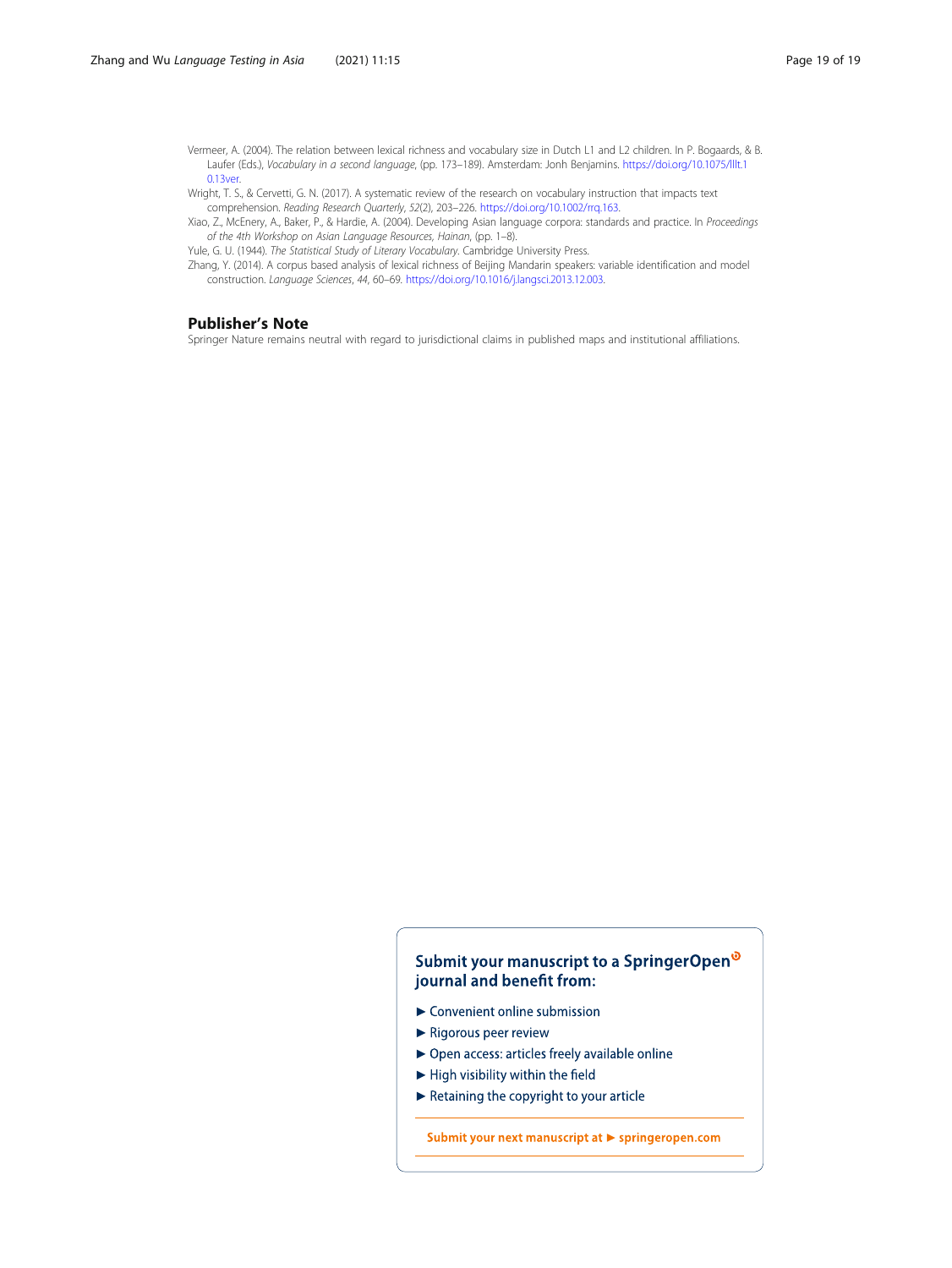Vermeer, A. (2004). The relation between lexical richness and vocabulary size in Dutch L1 and L2 children. In P. Bogaards, & B. Laufer (Eds.), *Vocabulary in a second language*, (pp. 173–189). Amsterdam: Jonh Benjamins. https://doi.org/10.1075/lllt.10.13ver.

Wright, T. S., & Cervetti, G. N. (2017). A systematic review of the research on vocabulary instruction that impacts text comprehension. *Reading Research Quarterly*, *52*(2), 203–226. https://doi.org/10.1002/rrq.163.

Xiao, Z., McEnery, A., Baker, P., & Hardie, A. (2004). Developing Asian language corpora: standards and practice. In *Proceedings of the 4th Workshop on Asian Language Resources, Hainan*, (pp. 1–8).

Yule, G. U. (1944). *The Statistical Study of Literary Vocabulary*. Cambridge University Press.

Zhang, Y. (2014). A corpus based analysis of lexical richness of Beijing Mandarin speakers: variable identification and model construction. *Language Sciences*, *44*, 60–69. https://doi.org/10.1016/j.langsci.2013.12.003.

## Publisher's Note

Springer Nature remains neutral with regard to jurisdictional claims in published maps and institutional affiliations.

**Submit your manuscript to a SpringerOpen journal and benefit from:**

- ► Convenient online submission
- ► Rigorous peer review
- ► Open access: articles freely available online
- ► High visibility within the field
- ► Retaining the copyright to your article

**Submit your next manuscript at ► springeropen.com**